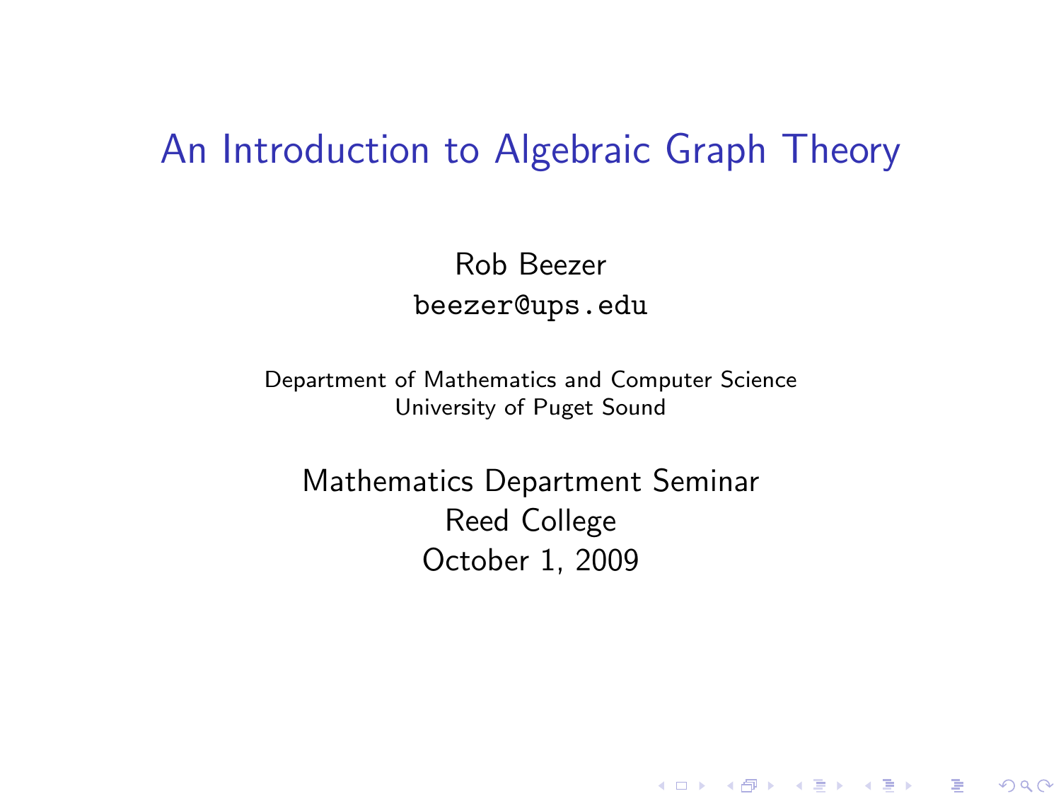# An Introduction to Algebraic Graph Theory

Rob Beezer

beezer@ups.edu

Department of Mathematics and Computer Science
University of Puget Sound

Mathematics Department Seminar
Reed College
October 1, 2009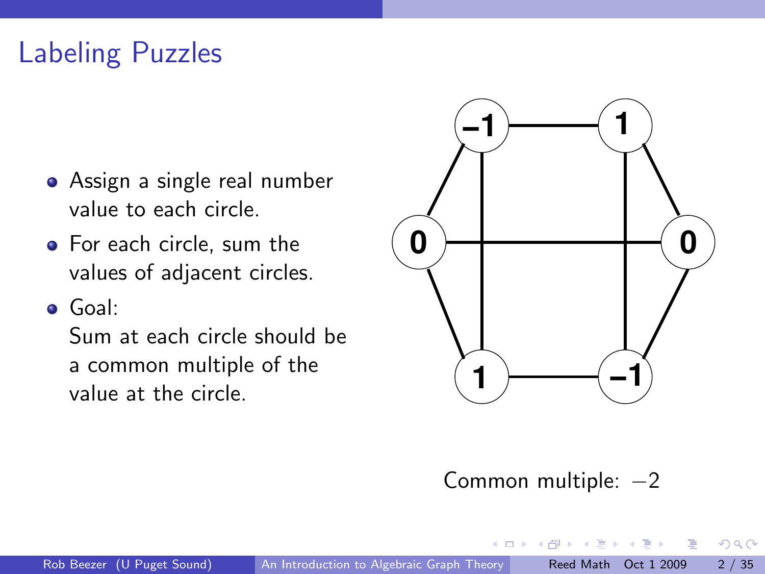## Labeling Puzzles

- Assign a single real number value to each circle.
- For each circle, sum the values of adjacent circles.
- Goal:
  Sum at each circle should be a common multiple of the value at the circle.

Common multiple: $-2$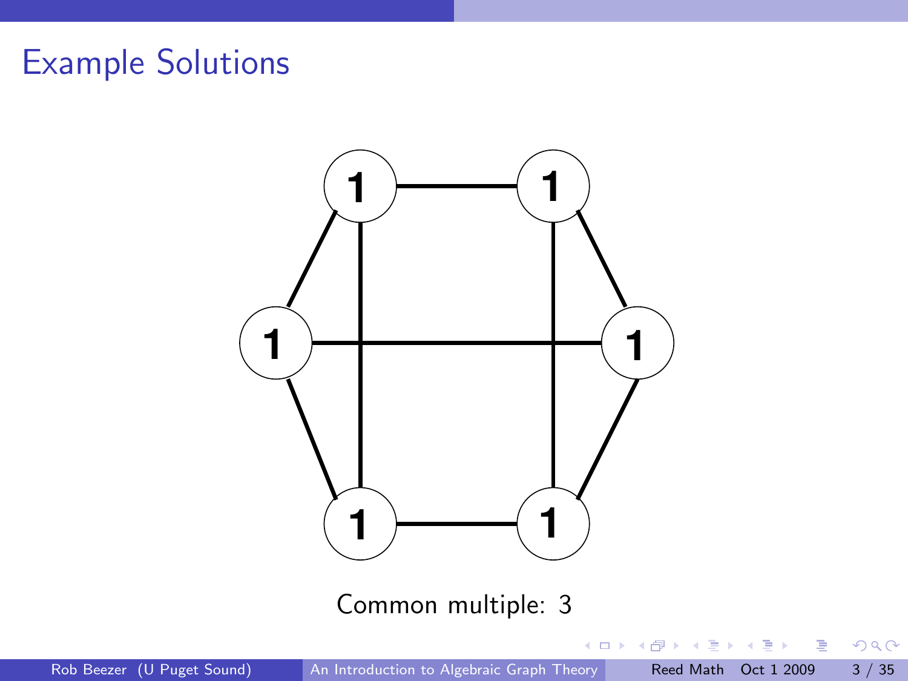# Example Solutions

Common multiple: 3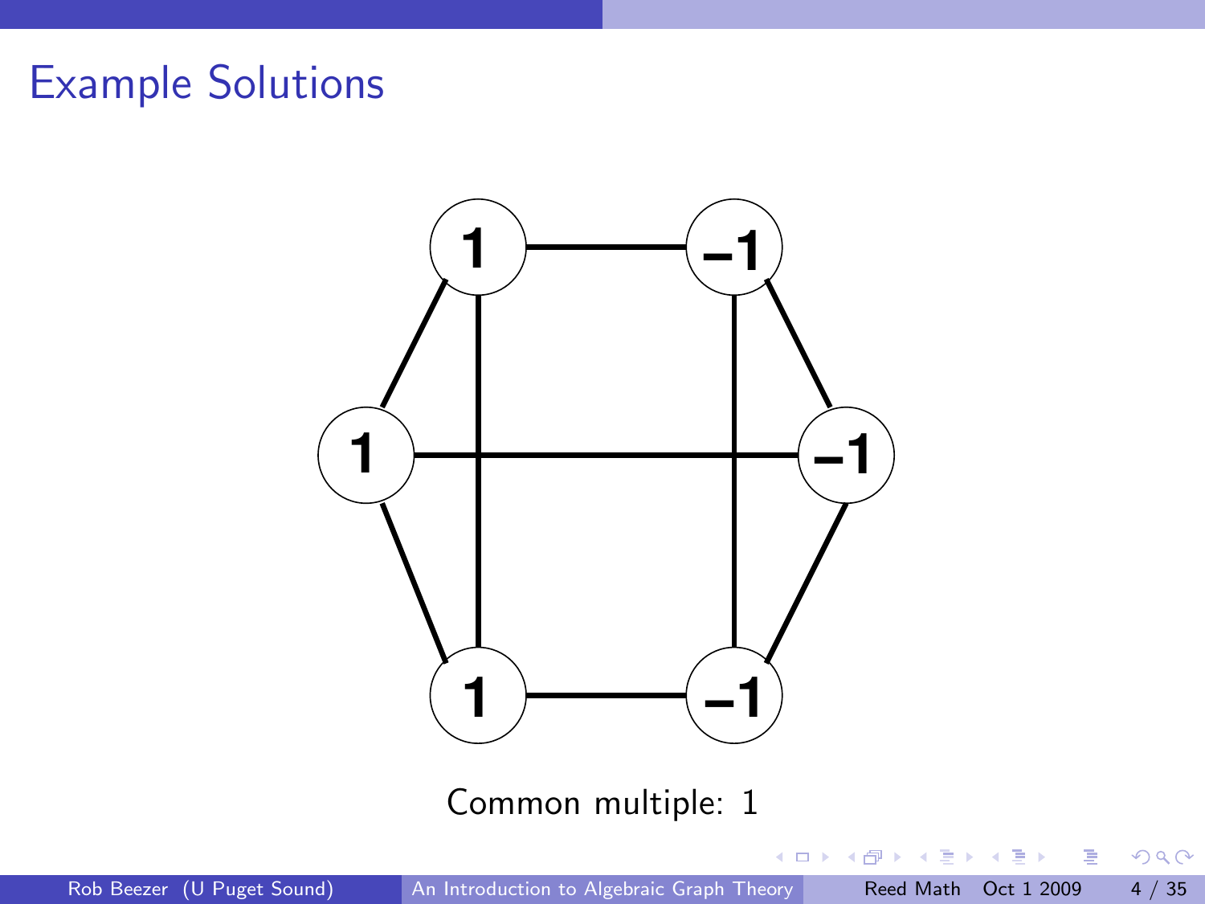# Example Solutions

Common multiple: 1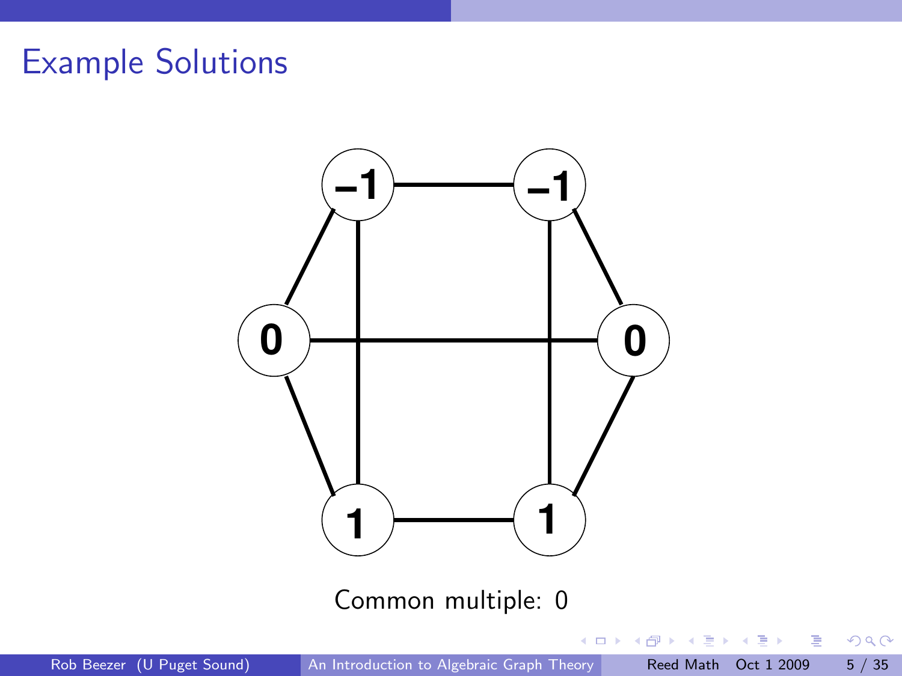# Example Solutions

Common multiple: 0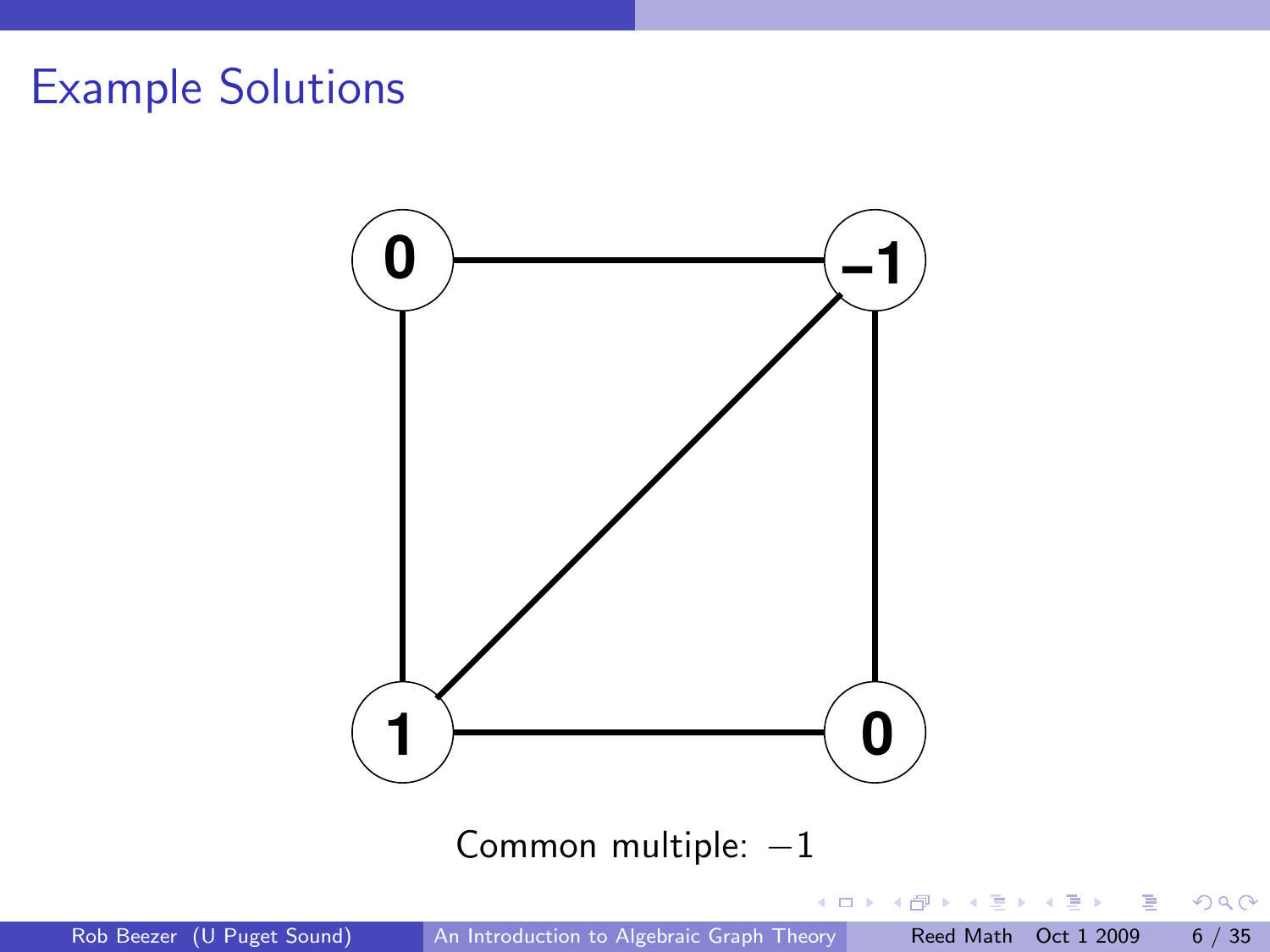# Example Solutions

0 –1

1 0

Common multiple: $-1$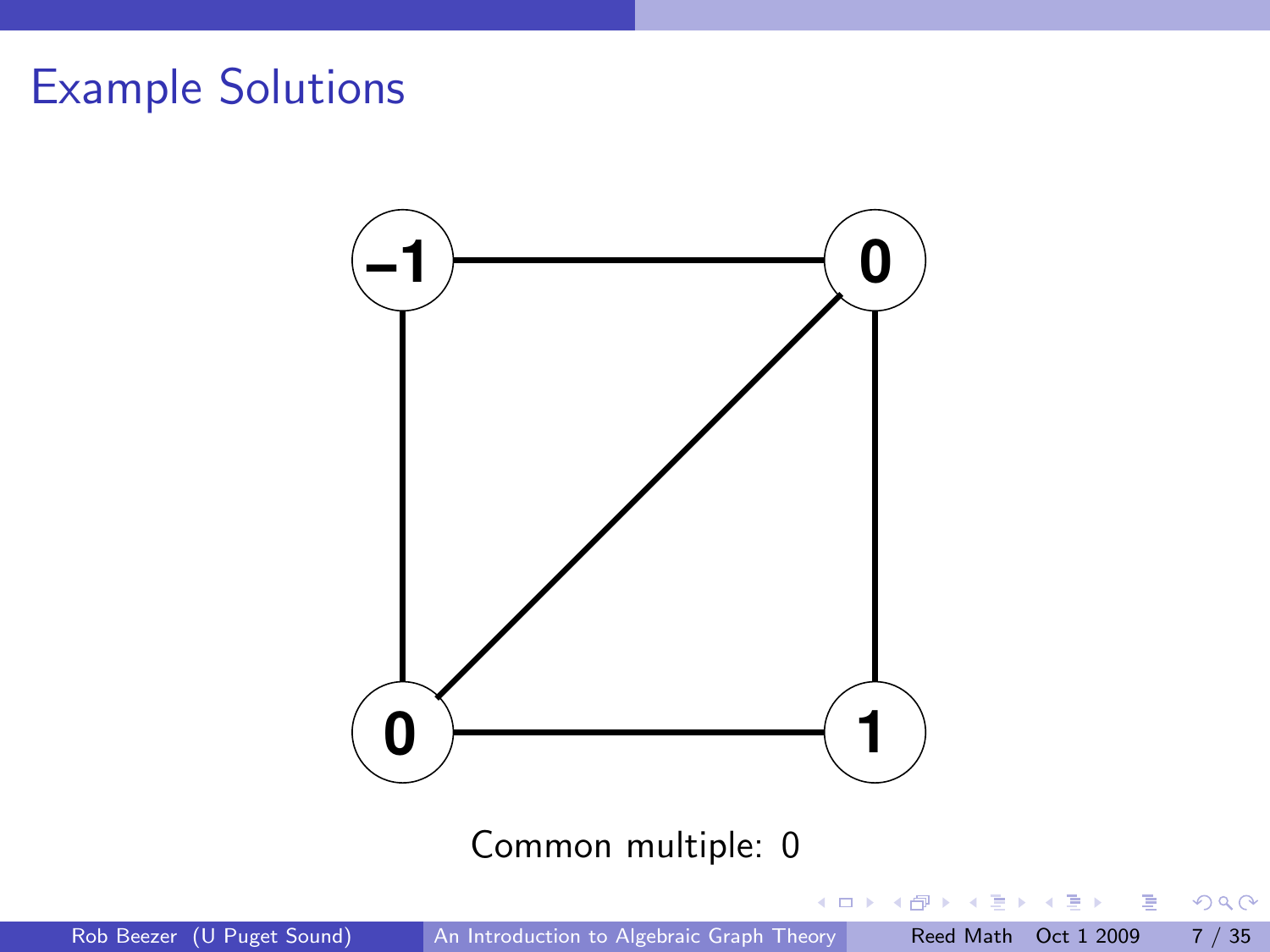## Example Solutions

Common multiple: 0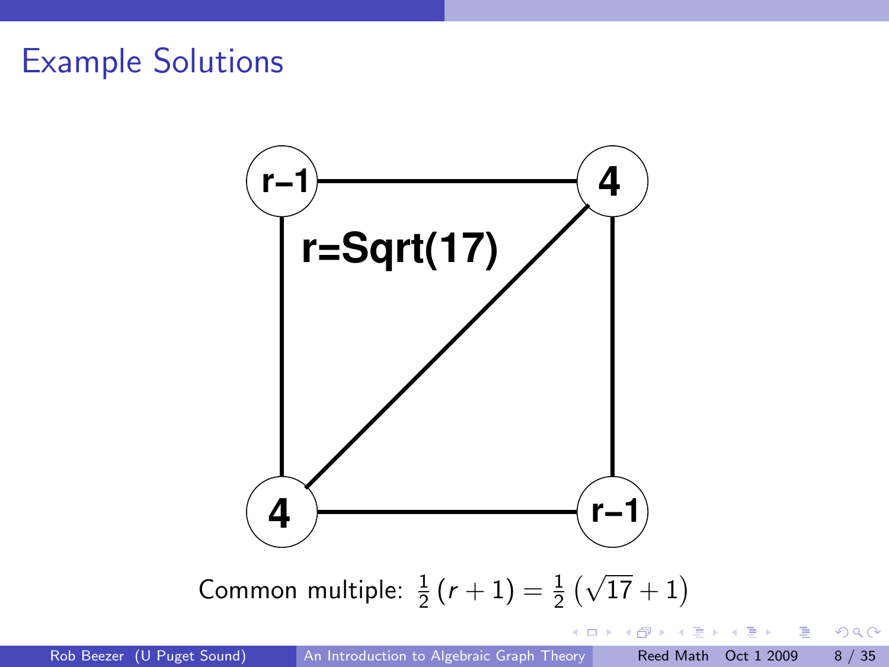## Example Solutions

r–1 4

r=Sqrt(17)

4 r–1

Common multiple: $\frac{1}{2}(r+1) = \frac{1}{2}\left(\sqrt{17}+1\right)$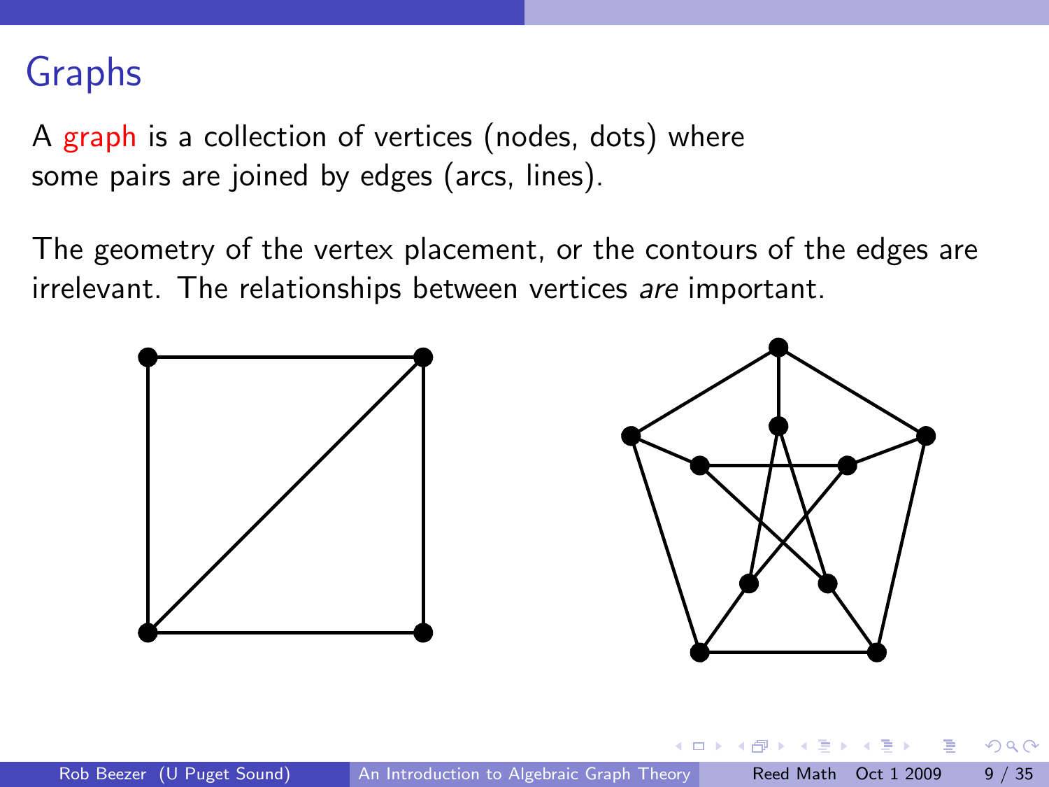# Graphs

A graph is a collection of vertices (nodes, dots) where some pairs are joined by edges (arcs, lines).

The geometry of the vertex placement, or the contours of the edges are irrelevant. The relationships between vertices *are* important.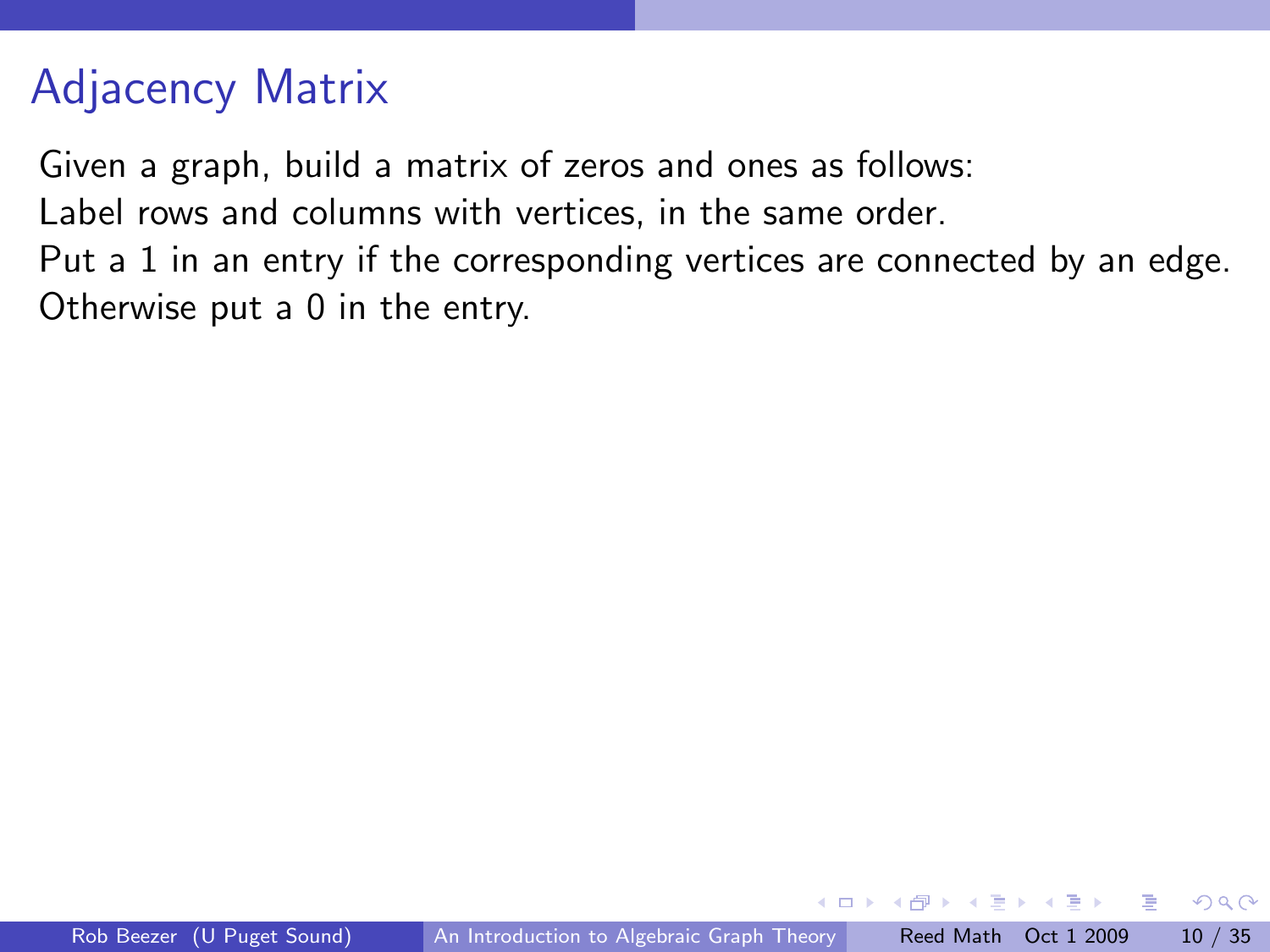# Adjacency Matrix

Given a graph, build a matrix of zeros and ones as follows:
Label rows and columns with vertices, in the same order.
Put a 1 in an entry if the corresponding vertices are connected by an edge.
Otherwise put a 0 in the entry.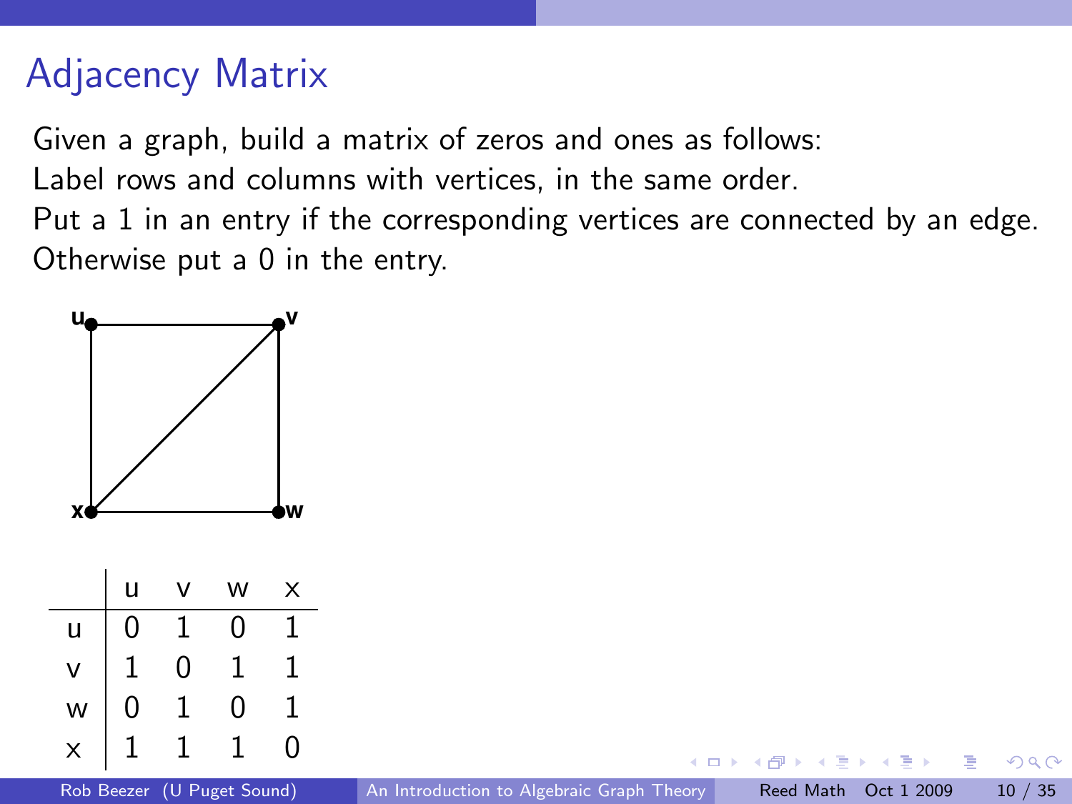# Adjacency Matrix

Given a graph, build a matrix of zeros and ones as follows:
Label rows and columns with vertices, in the same order.
Put a 1 in an entry if the corresponding vertices are connected by an edge.
Otherwise put a 0 in the entry.

| | u | v | w | x |
|---|---|---|---|---|
| u | 0 | 1 | 0 | 1 |
| v | 1 | 0 | 1 | 1 |
| w | 0 | 1 | 0 | 1 |
| x | 1 | 1 | 1 | 0 |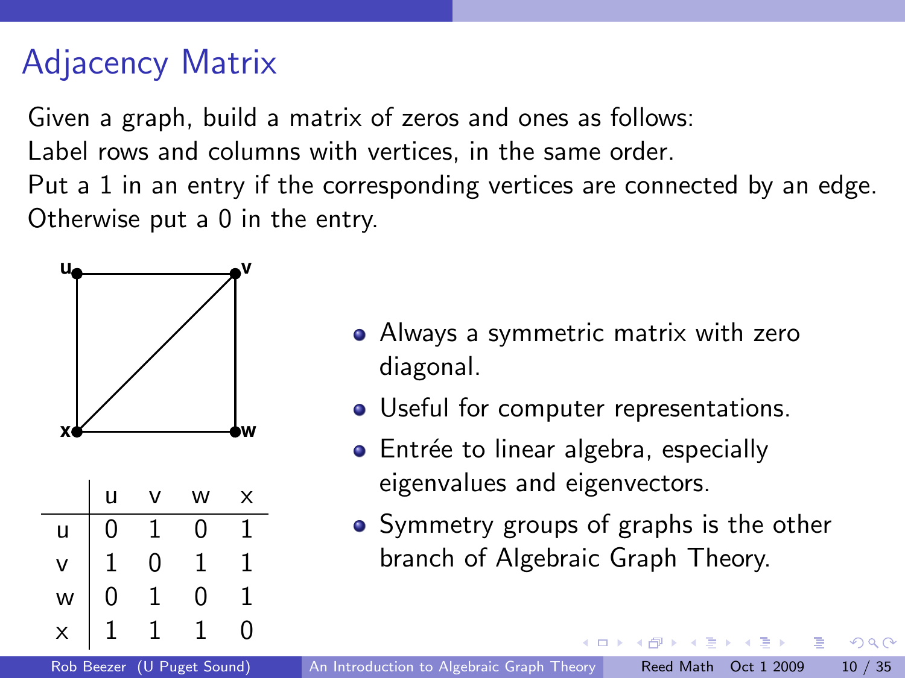# Adjacency Matrix

Given a graph, build a matrix of zeros and ones as follows:
Label rows and columns with vertices, in the same order.
Put a 1 in an entry if the corresponding vertices are connected by an edge.
Otherwise put a 0 in the entry.

| | u | v | w | x |
|---|---|---|---|---|
| u | 0 | 1 | 0 | 1 |
| v | 1 | 0 | 1 | 1 |
| w | 0 | 1 | 0 | 1 |
| x | 1 | 1 | 1 | 0 |

- Always a symmetric matrix with zero diagonal.
- Useful for computer representations.
- Entrée to linear algebra, especially eigenvalues and eigenvectors.
- Symmetry groups of graphs is the other branch of Algebraic Graph Theory.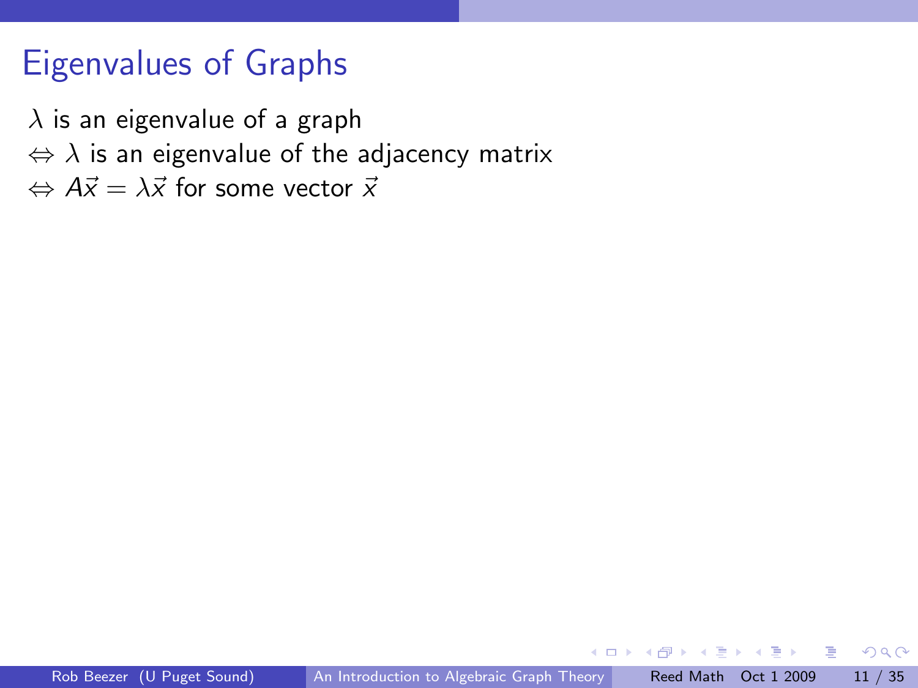# Eigenvalues of Graphs

$\lambda$ is an eigenvalue of a graph

$\Leftrightarrow$ $\lambda$ is an eigenvalue of the adjacency matrix

$\Leftrightarrow$ $A\vec{x} = \lambda\vec{x}$ for some vector $\vec{x}$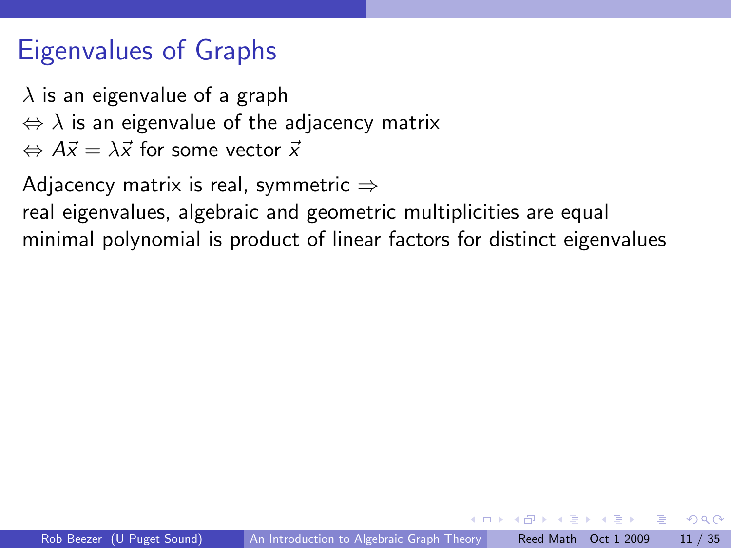# Eigenvalues of Graphs

$\lambda$ is an eigenvalue of a graph
$\Leftrightarrow$ $\lambda$ is an eigenvalue of the adjacency matrix
$\Leftrightarrow$ $A\vec{x} = \lambda\vec{x}$ for some vector $\vec{x}$

Adjacency matrix is real, symmetric $\Rightarrow$
real eigenvalues, algebraic and geometric multiplicities are equal
minimal polynomial is product of linear factors for distinct eigenvalues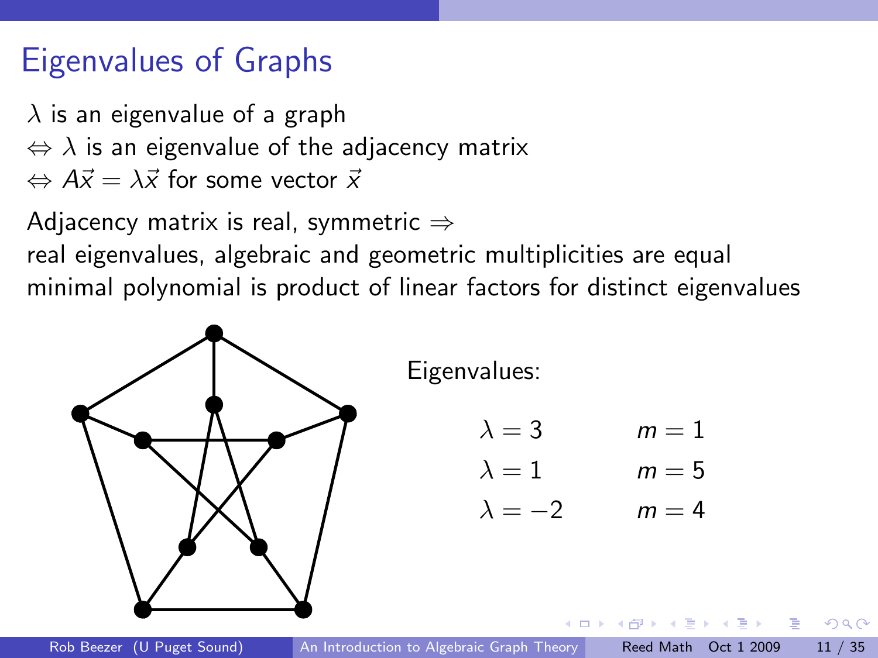# Eigenvalues of Graphs

$\lambda$ is an eigenvalue of a graph
$\Leftrightarrow$ $\lambda$ is an eigenvalue of the adjacency matrix
$\Leftrightarrow$ $A\vec{x} = \lambda\vec{x}$ for some vector $\vec{x}$

Adjacency matrix is real, symmetric $\Rightarrow$
real eigenvalues, algebraic and geometric multiplicities are equal
minimal polynomial is product of linear factors for distinct eigenvalues

Eigenvalues:

| | |
|---|---|
| $\lambda = 3$ | $m = 1$ |
| $\lambda = 1$ | $m = 5$ |
| $\lambda = -2$ | $m = 4$ |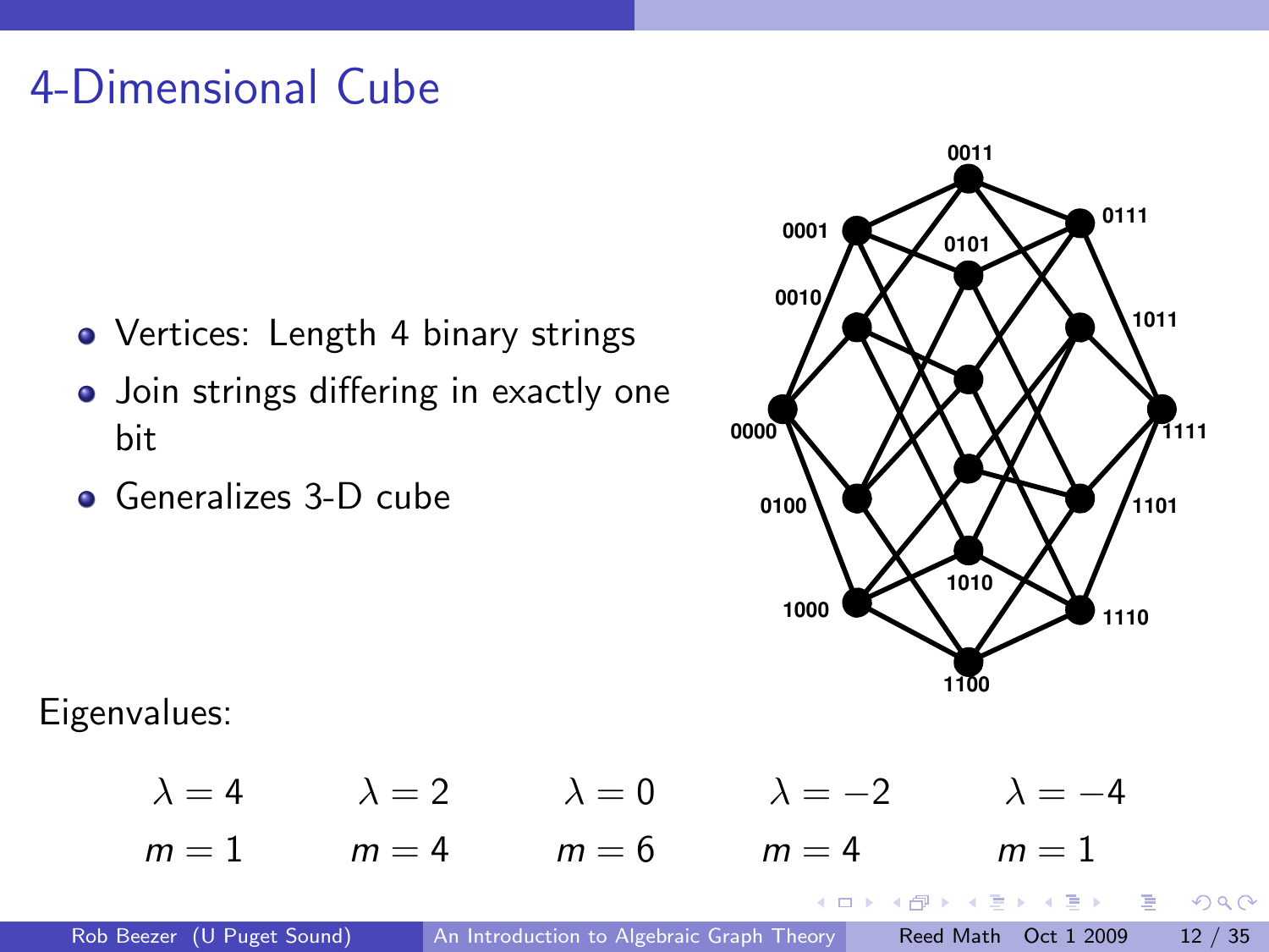# 4-Dimensional Cube

- Vertices: Length 4 binary strings
- Join strings differing in exactly one bit
- Generalizes 3-D cube

Eigenvalues:

| $\lambda = 4$ | $\lambda = 2$ | $\lambda = 0$ | $\lambda = -2$ | $\lambda = -4$ |
|---|---|---|---|---|
| $m = 1$ | $m = 4$ | $m = 6$ | $m = 4$ | $m = 1$ |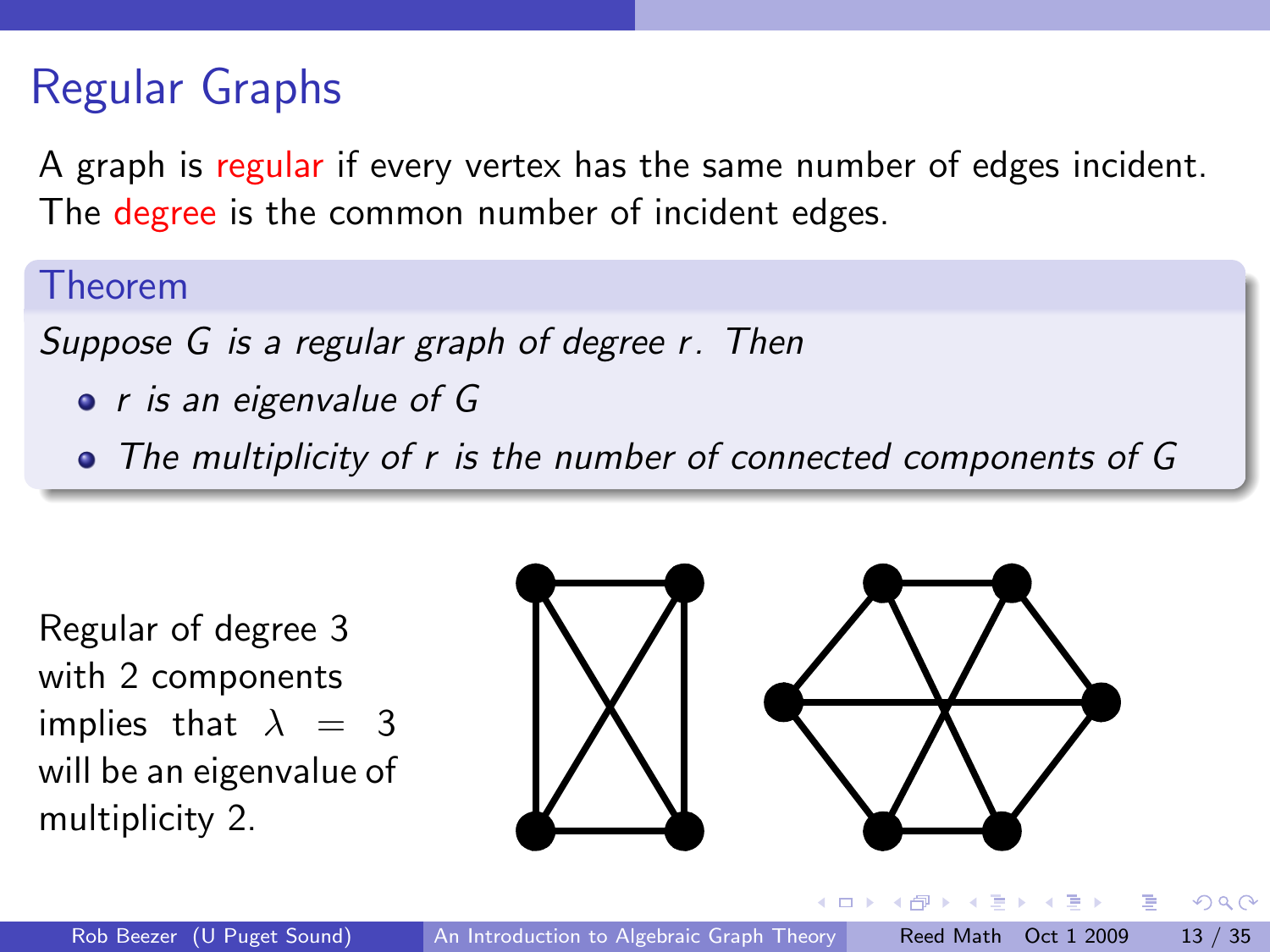# Regular Graphs

A graph is regular if every vertex has the same number of edges incident. The degree is the common number of incident edges.

**Theorem**

*Suppose $G$ is a regular graph of degree $r$. Then*

- *$r$ is an eigenvalue of $G$*
- *The multiplicity of $r$ is the number of connected components of $G$*

Regular of degree 3 with 2 components implies that $\lambda = 3$ will be an eigenvalue of multiplicity 2.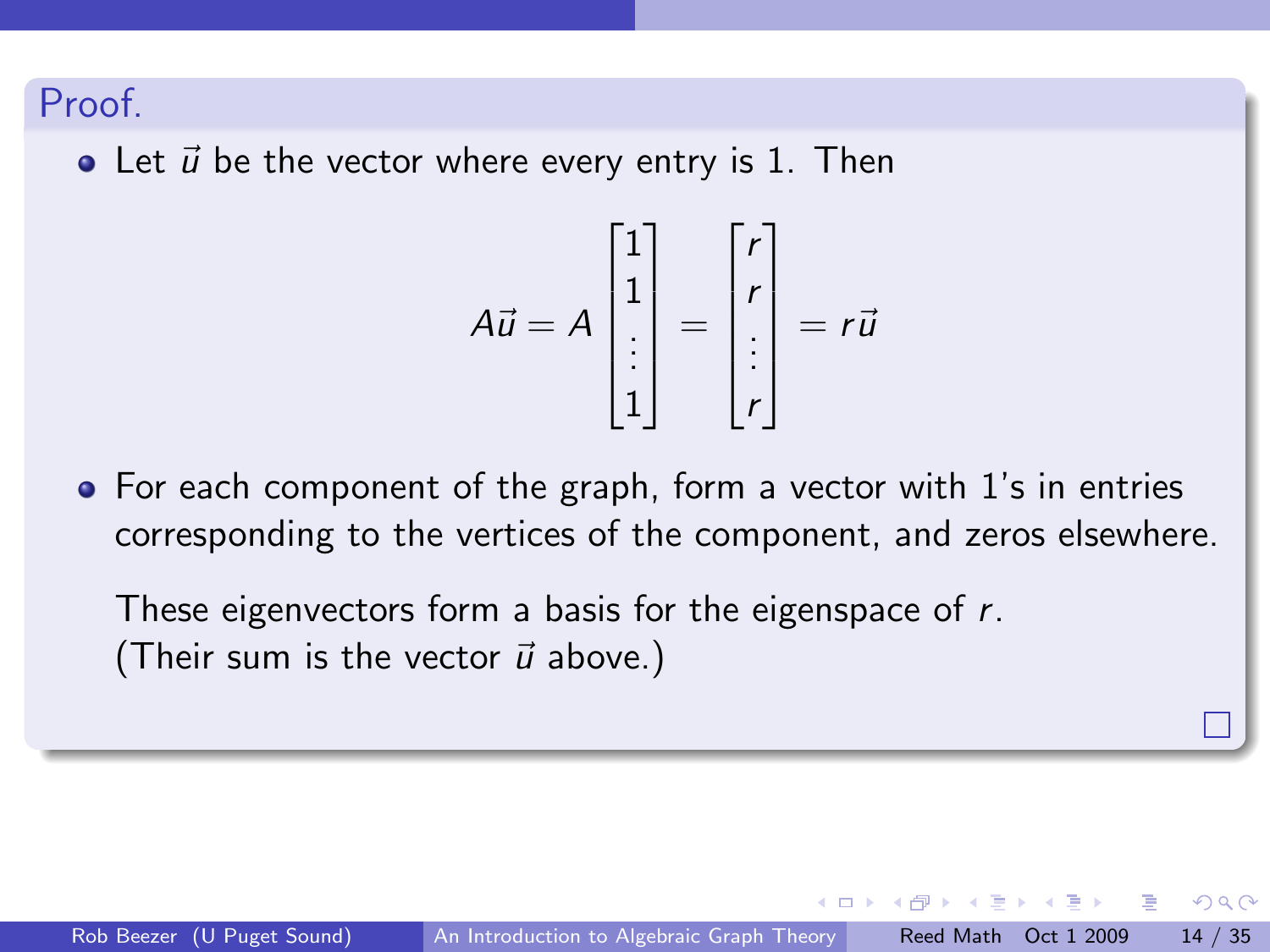**Proof.**

- Let $\vec{u}$ be the vector where every entry is 1. Then

$$A\vec{u} = A \begin{bmatrix} 1 \\ 1 \\ \vdots \\ 1 \end{bmatrix} = \begin{bmatrix} r \\ r \\ \vdots \\ r \end{bmatrix} = r\vec{u}$$

- For each component of the graph, form a vector with 1's in entries corresponding to the vertices of the component, and zeros elsewhere.

  These eigenvectors form a basis for the eigenspace of $r$.
  (Their sum is the vector $\vec{u}$ above.)

$\square$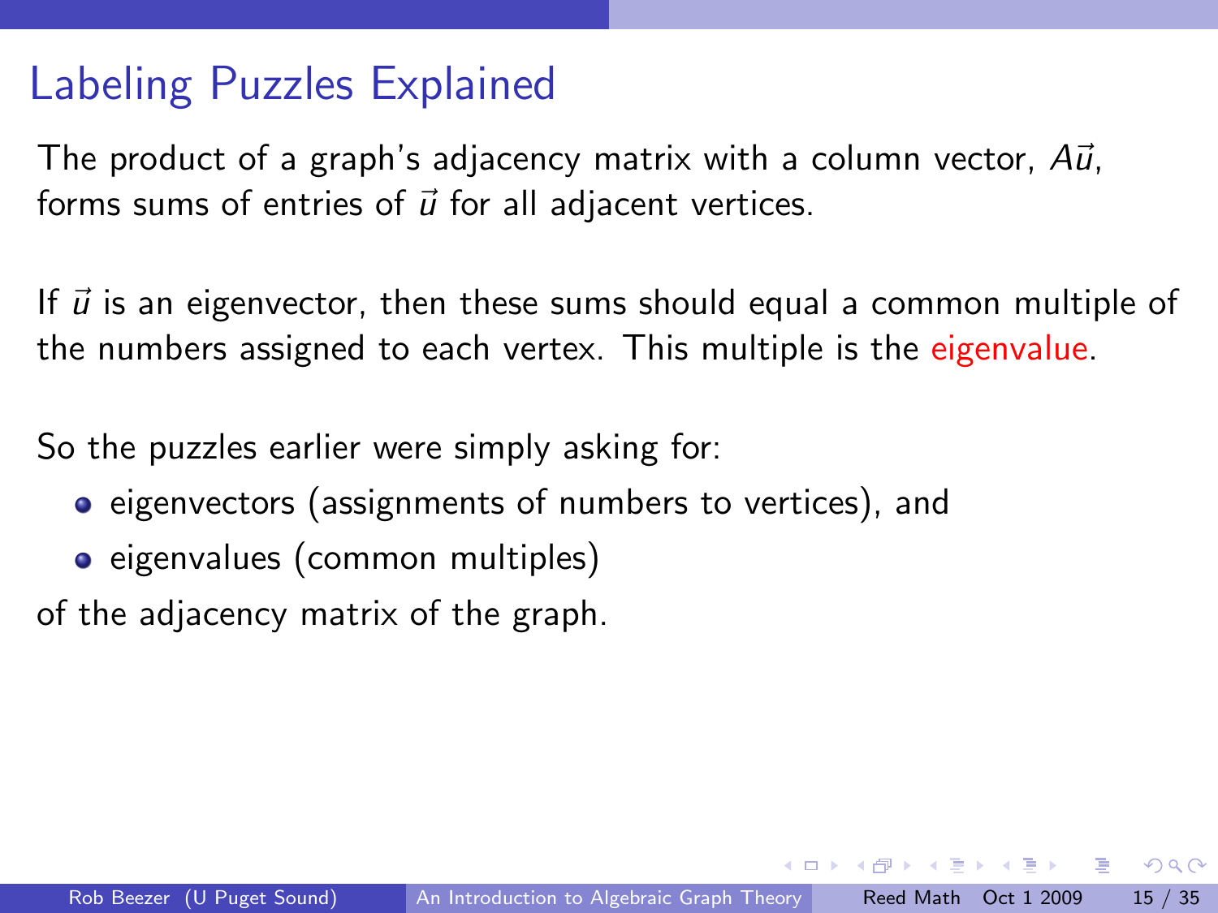# Labeling Puzzles Explained

The product of a graph's adjacency matrix with a column vector, $A\vec{u}$, forms sums of entries of $\vec{u}$ for all adjacent vertices.

If $\vec{u}$ is an eigenvector, then these sums should equal a common multiple of the numbers assigned to each vertex. This multiple is the eigenvalue.

So the puzzles earlier were simply asking for:

- eigenvectors (assignments of numbers to vertices), and
- eigenvalues (common multiples)

of the adjacency matrix of the graph.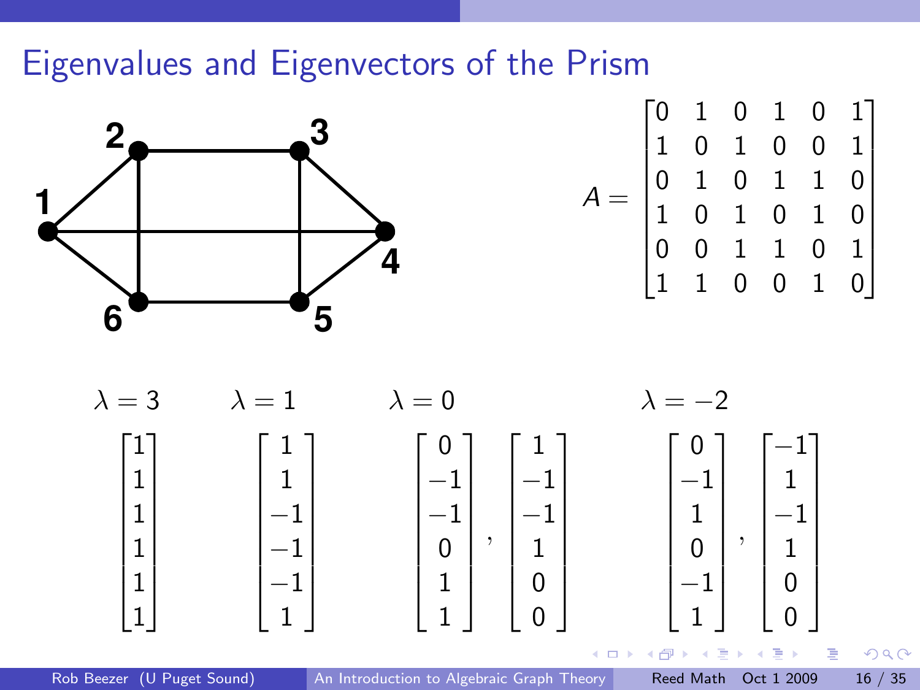# Eigenvalues and Eigenvectors of the Prism

$$A = \begin{bmatrix} 0 & 1 & 0 & 1 & 0 & 1 \\ 1 & 0 & 1 & 0 & 0 & 1 \\ 0 & 1 & 0 & 1 & 1 & 0 \\ 1 & 0 & 1 & 0 & 1 & 0 \\ 0 & 0 & 1 & 1 & 0 & 1 \\ 1 & 1 & 0 & 0 & 1 & 0 \end{bmatrix}$$

$\lambda = 3$

$$\begin{bmatrix} 1 \\ 1 \\ 1 \\ 1 \\ 1 \\ 1 \end{bmatrix}$$

$\lambda = 1$

$$\begin{bmatrix} 1 \\ 1 \\ -1 \\ -1 \\ -1 \\ 1 \end{bmatrix}$$

$\lambda = 0$

$$\begin{bmatrix} 0 \\ -1 \\ -1 \\ 0 \\ 1 \\ 1 \end{bmatrix}, \begin{bmatrix} 1 \\ -1 \\ -1 \\ 1 \\ 0 \\ 0 \end{bmatrix}$$

$\lambda = -2$

$$\begin{bmatrix} 0 \\ -1 \\ 1 \\ 0 \\ -1 \\ 1 \end{bmatrix}, \begin{bmatrix} -1 \\ 1 \\ -1 \\ 1 \\ 0 \\ 0 \end{bmatrix}$$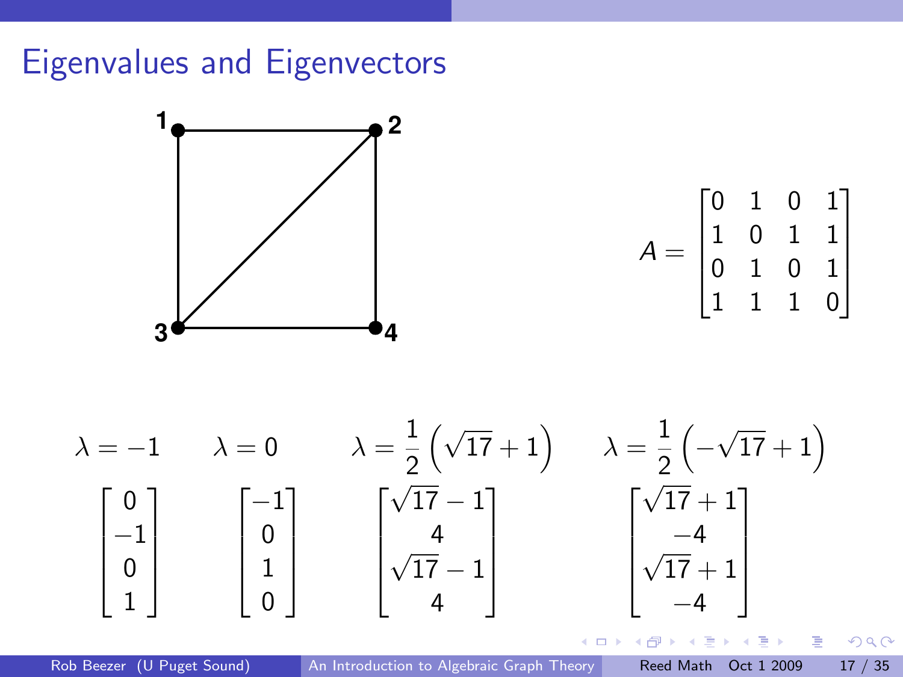# Eigenvalues and Eigenvectors

$$A = \begin{bmatrix} 0 & 1 & 0 & 1 \\ 1 & 0 & 1 & 1 \\ 0 & 1 & 0 & 1 \\ 1 & 1 & 1 & 0 \end{bmatrix}$$

$$\lambda = -1 \qquad \lambda = 0 \qquad \lambda = \frac{1}{2}\left(\sqrt{17}+1\right) \qquad \lambda = \frac{1}{2}\left(-\sqrt{17}+1\right)$$

$$\begin{bmatrix} 0 \\ -1 \\ 0 \\ 1 \end{bmatrix} \qquad \begin{bmatrix} -1 \\ 0 \\ 1 \\ 0 \end{bmatrix} \qquad \begin{bmatrix} \sqrt{17}-1 \\ 4 \\ \sqrt{17}-1 \\ 4 \end{bmatrix} \qquad \begin{bmatrix} \sqrt{17}+1 \\ -4 \\ \sqrt{17}+1 \\ -4 \end{bmatrix}$$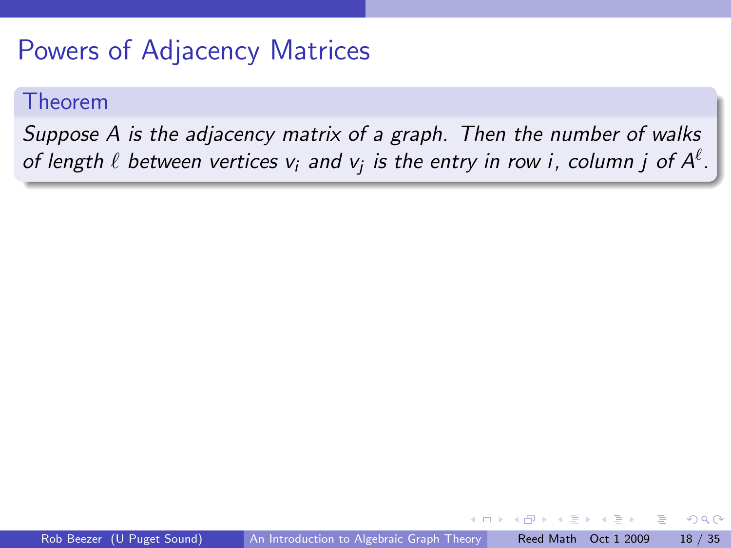# Powers of Adjacency Matrices

**Theorem**

*Suppose $A$ is the adjacency matrix of a graph. Then the number of walks of length $\ell$ between vertices $v_i$ and $v_j$ is the entry in row $i$, column $j$ of $A^\ell$.*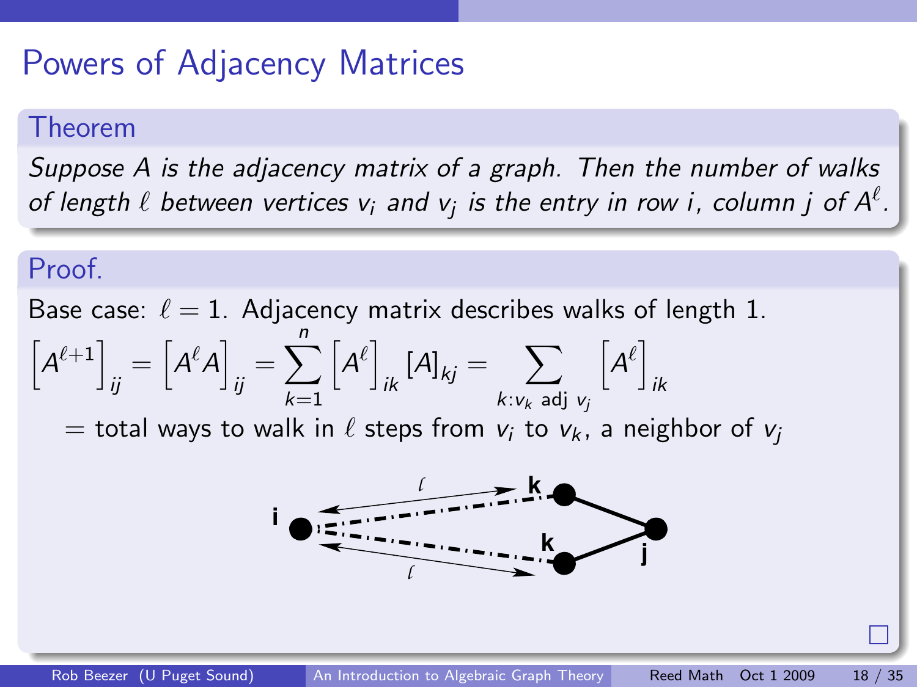# Powers of Adjacency Matrices

## Theorem

*Suppose $A$ is the adjacency matrix of a graph. Then the number of walks of length $\ell$ between vertices $v_i$ and $v_j$ is the entry in row $i$, column $j$ of $A^\ell$.*

## Proof.

Base case: $\ell = 1$. Adjacency matrix describes walks of length 1.

$$\left[A^{\ell+1}\right]_{ij} = \left[A^{\ell}A\right]_{ij} = \sum_{k=1}^{n} \left[A^{\ell}\right]_{ik} [A]_{kj} = \sum_{k:v_k \text{ adj } v_j} \left[A^{\ell}\right]_{ik}$$

$=$ total ways to walk in $\ell$ steps from $v_i$ to $v_k$, a neighbor of $v_j$

□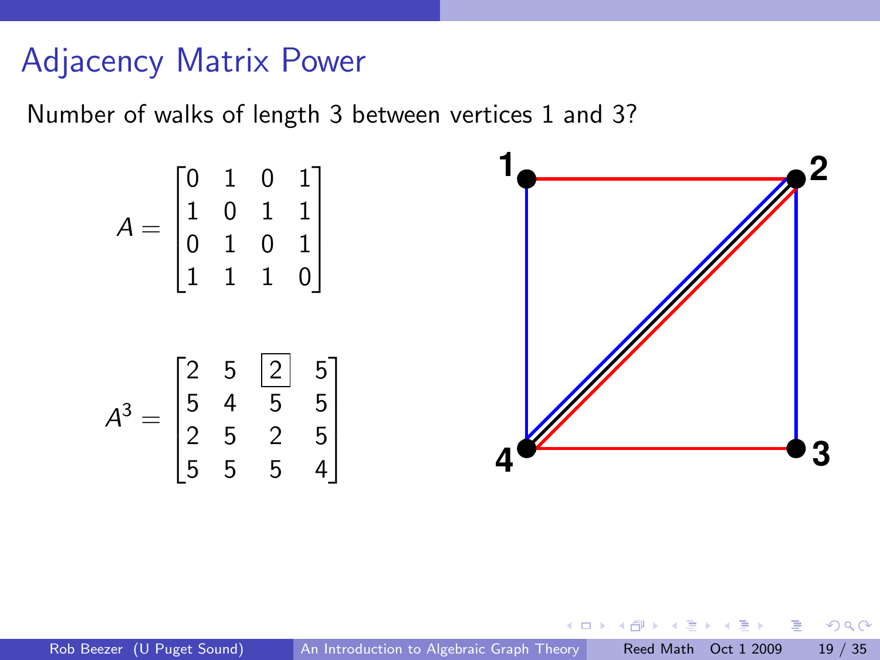# Adjacency Matrix Power

Number of walks of length 3 between vertices 1 and 3?

$$A = \begin{bmatrix} 0 & 1 & 0 & 1 \\ 1 & 0 & 1 & 1 \\ 0 & 1 & 0 & 1 \\ 1 & 1 & 1 & 0 \end{bmatrix}$$

$$A^3 = \begin{bmatrix} 2 & 5 & \boxed{2} & 5 \\ 5 & 4 & 5 & 5 \\ 2 & 5 & 2 & 5 \\ 5 & 5 & 5 & 4 \end{bmatrix}$$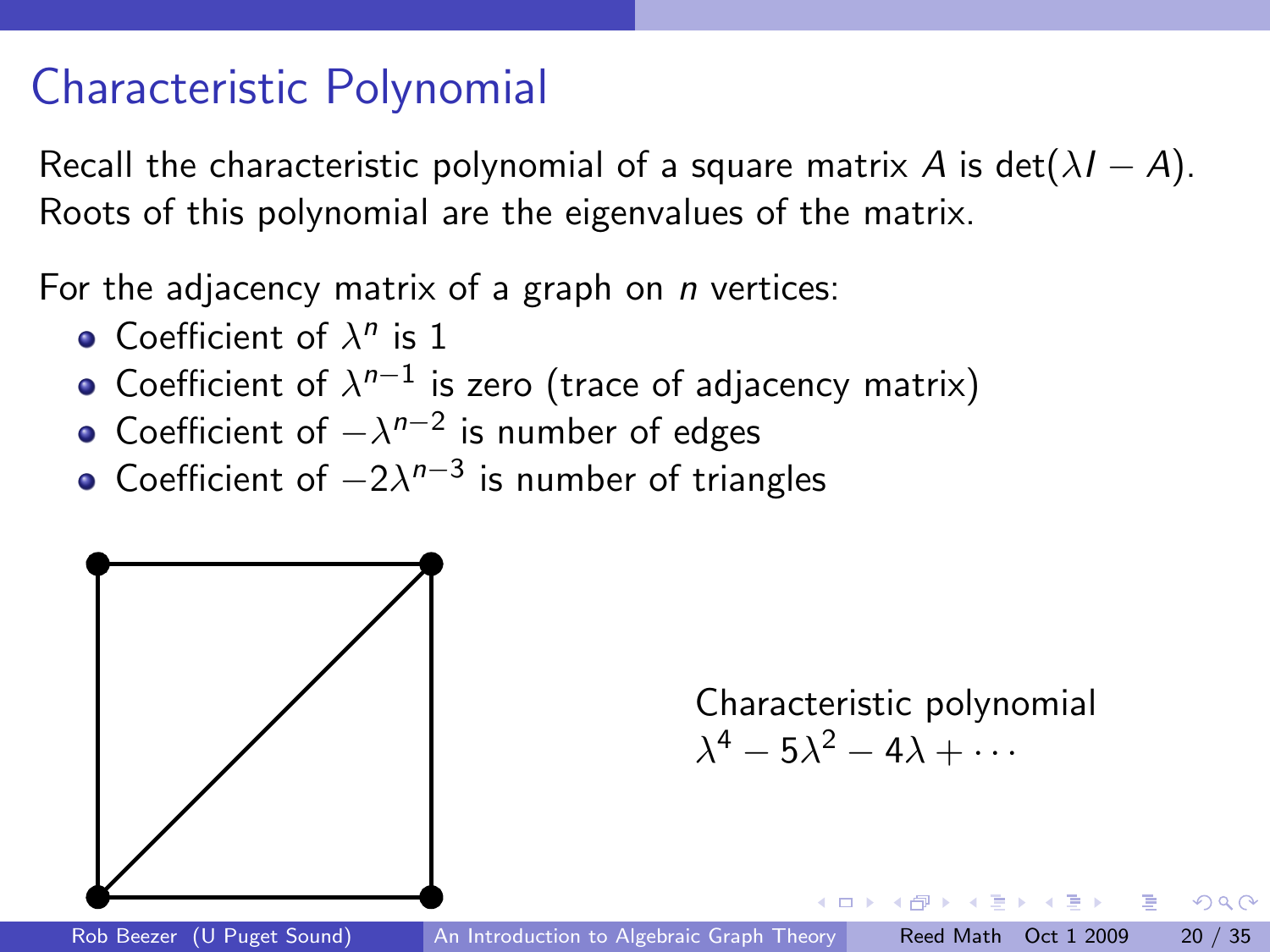## Characteristic Polynomial

Recall the characteristic polynomial of a square matrix $A$ is $\det(\lambda I - A)$. Roots of this polynomial are the eigenvalues of the matrix.

For the adjacency matrix of a graph on $n$ vertices:

- Coefficient of $\lambda^n$ is 1
- Coefficient of $\lambda^{n-1}$ is zero (trace of adjacency matrix)
- Coefficient of $-\lambda^{n-2}$ is number of edges
- Coefficient of $-2\lambda^{n-3}$ is number of triangles

Characteristic polynomial
$\lambda^4 - 5\lambda^2 - 4\lambda + \cdots$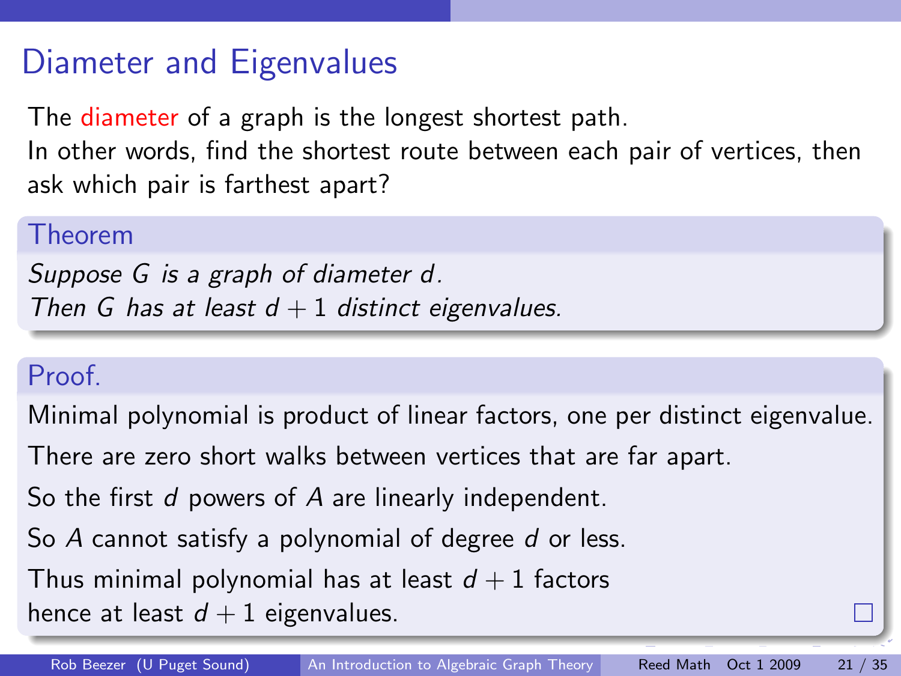# Diameter and Eigenvalues

The diameter of a graph is the longest shortest path.
In other words, find the shortest route between each pair of vertices, then ask which pair is farthest apart?

**Theorem**

*Suppose $G$ is a graph of diameter $d$.*
*Then $G$ has at least $d + 1$ distinct eigenvalues.*

**Proof.**

Minimal polynomial is product of linear factors, one per distinct eigenvalue.

There are zero short walks between vertices that are far apart.

So the first $d$ powers of $A$ are linearly independent.

So $A$ cannot satisfy a polynomial of degree $d$ or less.

Thus minimal polynomial has at least $d + 1$ factors
hence at least $d + 1$ eigenvalues. □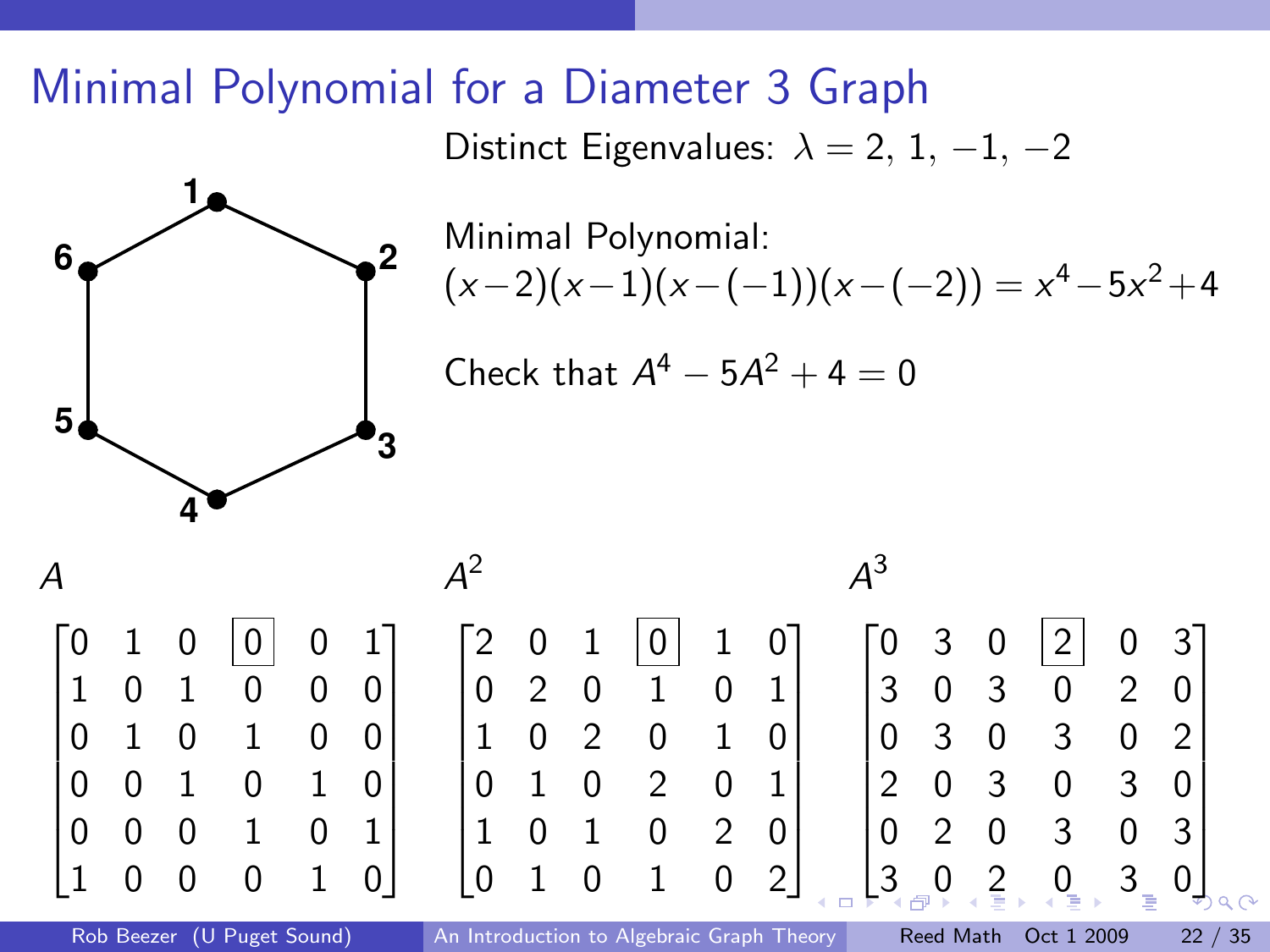# Minimal Polynomial for a Diameter 3 Graph

Distinct Eigenvalues: $\lambda = 2,\, 1,\, -1,\, -2$

Minimal Polynomial:

$(x-2)(x-1)(x-(-1))(x-(-2)) = x^4 - 5x^2 + 4$

Check that $A^4 - 5A^2 + 4 = 0$

$A$

$$\begin{bmatrix} 0 & 1 & 0 & \boxed{0} & 0 & 1 \\ 1 & 0 & 1 & 0 & 0 & 0 \\ 0 & 1 & 0 & 1 & 0 & 0 \\ 0 & 0 & 1 & 0 & 1 & 0 \\ 0 & 0 & 0 & 1 & 0 & 1 \\ 1 & 0 & 0 & 0 & 1 & 0 \end{bmatrix}$$

$A^2$

$$\begin{bmatrix} 2 & 0 & 1 & \boxed{0} & 1 & 0 \\ 0 & 2 & 0 & 1 & 0 & 1 \\ 1 & 0 & 2 & 0 & 1 & 0 \\ 0 & 1 & 0 & 2 & 0 & 1 \\ 1 & 0 & 1 & 0 & 2 & 0 \\ 0 & 1 & 0 & 1 & 0 & 2 \end{bmatrix}$$

$A^3$

$$\begin{bmatrix} 0 & 3 & 0 & \boxed{2} & 0 & 3 \\ 3 & 0 & 3 & 0 & 2 & 0 \\ 0 & 3 & 0 & 3 & 0 & 2 \\ 2 & 0 & 3 & 0 & 3 & 0 \\ 0 & 2 & 0 & 3 & 0 & 3 \\ 3 & 0 & 2 & 0 & 3 & 0 \end{bmatrix}$$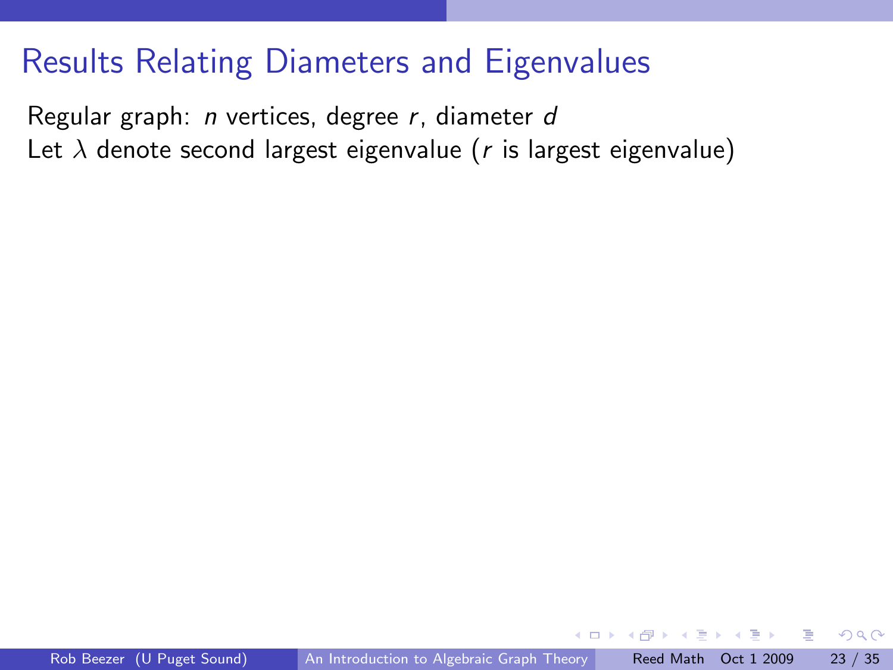# Results Relating Diameters and Eigenvalues

Regular graph: $n$ vertices, degree $r$, diameter $d$

Let $\lambda$ denote second largest eigenvalue ($r$ is largest eigenvalue)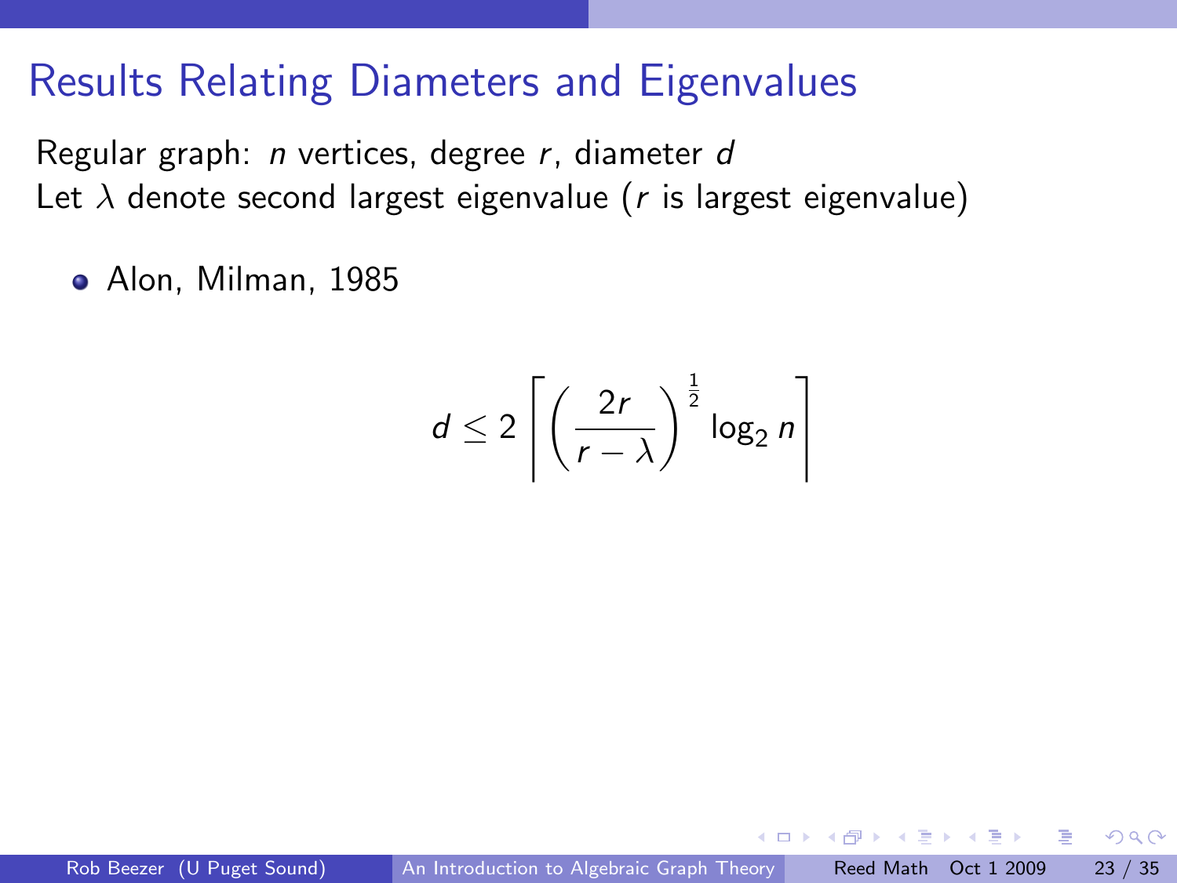# Results Relating Diameters and Eigenvalues

Regular graph: $n$ vertices, degree $r$, diameter $d$
Let $\lambda$ denote second largest eigenvalue ($r$ is largest eigenvalue)

- Alon, Milman, 1985

$$d \leq 2 \left\lceil \left( \frac{2r}{r - \lambda} \right)^{\frac{1}{2}} \log_2 n \right\rceil$$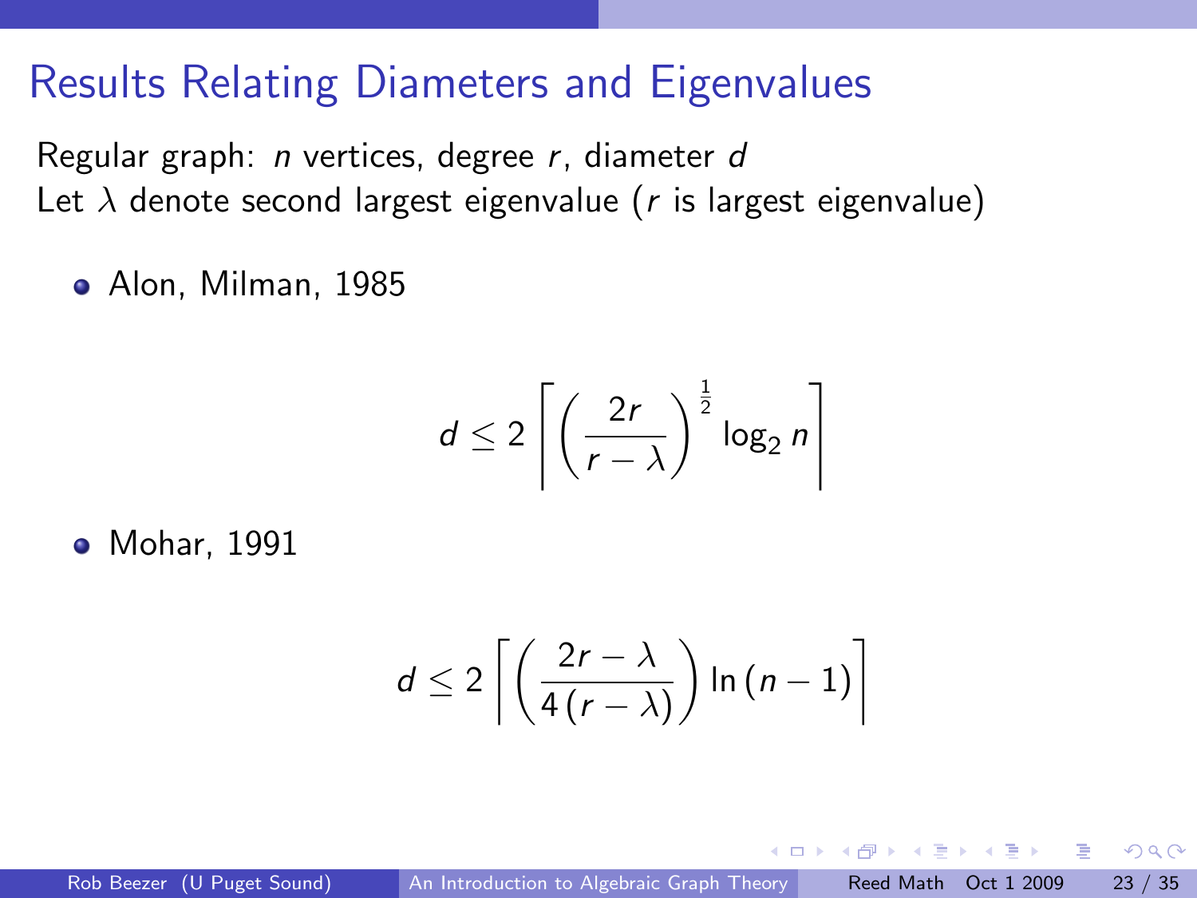# Results Relating Diameters and Eigenvalues

Regular graph: $n$ vertices, degree $r$, diameter $d$
Let $\lambda$ denote second largest eigenvalue ($r$ is largest eigenvalue)

- Alon, Milman, 1985

$$d \leq 2 \left\lceil \left( \frac{2r}{r - \lambda} \right)^{\frac{1}{2}} \log_2 n \right\rceil$$

- Mohar, 1991

$$d \leq 2 \left\lceil \left( \frac{2r - \lambda}{4\,(r - \lambda)} \right) \ln{(n-1)} \right\rceil$$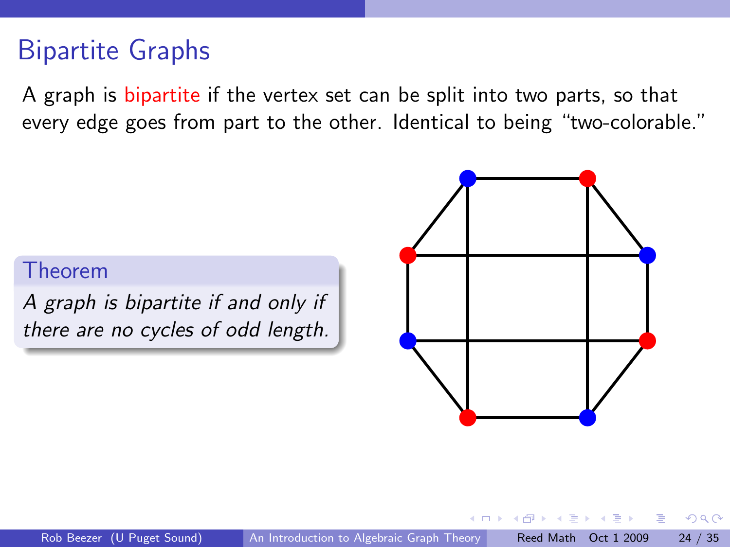# Bipartite Graphs

A graph is bipartite if the vertex set can be split into two parts, so that every edge goes from part to the other. Identical to being "two-colorable."

**Theorem**

*A graph is bipartite if and only if there are no cycles of odd length.*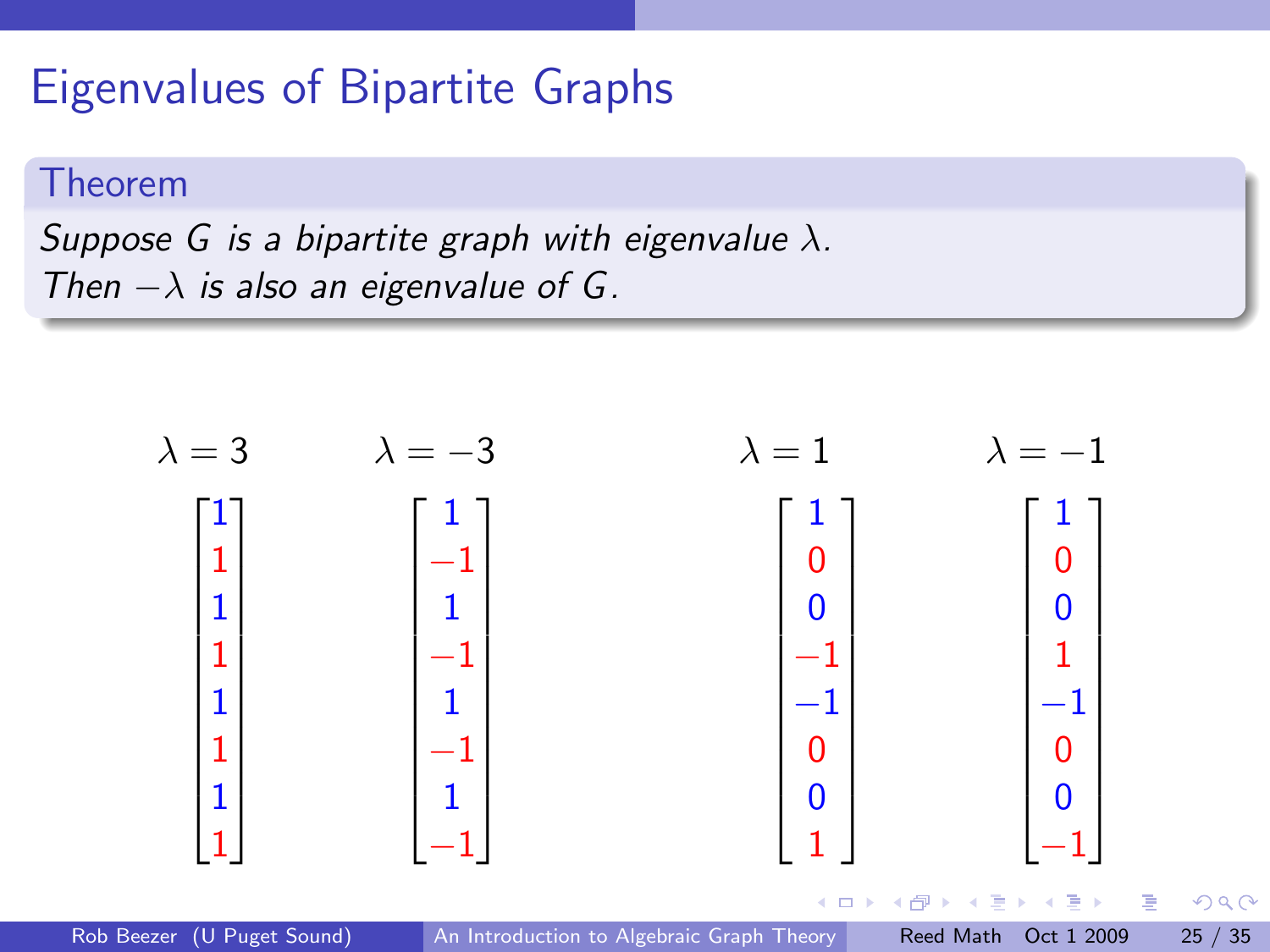# Eigenvalues of Bipartite Graphs

**Theorem**

*Suppose $G$ is a bipartite graph with eigenvalue $\lambda$. Then $-\lambda$ is also an eigenvalue of $G$.*

$$\lambda = 3 \qquad \begin{bmatrix} 1 \\ 1 \\ 1 \\ 1 \\ 1 \\ 1 \\ 1 \\ 1 \end{bmatrix} \qquad \lambda = -3 \qquad \begin{bmatrix} 1 \\ -1 \\ 1 \\ -1 \\ 1 \\ -1 \\ 1 \\ -1 \end{bmatrix} \qquad \lambda = 1 \qquad \begin{bmatrix} 1 \\ 0 \\ 0 \\ -1 \\ -1 \\ 0 \\ 0 \\ 1 \end{bmatrix} \qquad \lambda = -1 \qquad \begin{bmatrix} 1 \\ 0 \\ 0 \\ 1 \\ -1 \\ 0 \\ 0 \\ -1 \end{bmatrix}$$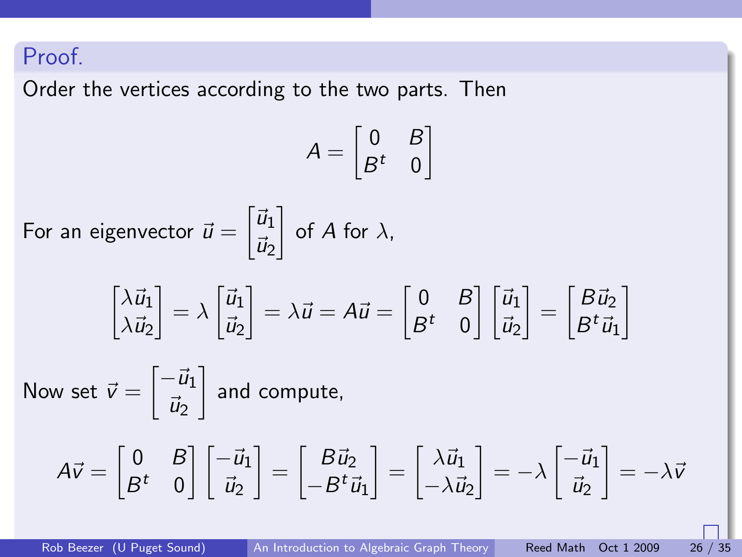**Proof.**

Order the vertices according to the two parts. Then

$$A = \begin{bmatrix} 0 & B \\ B^t & 0 \end{bmatrix}$$

For an eigenvector $\vec{u} = \begin{bmatrix} \vec{u}_1 \\ \vec{u}_2 \end{bmatrix}$ of $A$ for $\lambda$,

$$\begin{bmatrix} \lambda\vec{u}_1 \\ \lambda\vec{u}_2 \end{bmatrix} = \lambda \begin{bmatrix} \vec{u}_1 \\ \vec{u}_2 \end{bmatrix} = \lambda\vec{u} = A\vec{u} = \begin{bmatrix} 0 & B \\ B^t & 0 \end{bmatrix} \begin{bmatrix} \vec{u}_1 \\ \vec{u}_2 \end{bmatrix} = \begin{bmatrix} B\vec{u}_2 \\ B^t\vec{u}_1 \end{bmatrix}$$

Now set $\vec{v} = \begin{bmatrix} -\vec{u}_1 \\ \vec{u}_2 \end{bmatrix}$ and compute,

$$A\vec{v} = \begin{bmatrix} 0 & B \\ B^t & 0 \end{bmatrix} \begin{bmatrix} -\vec{u}_1 \\ \vec{u}_2 \end{bmatrix} = \begin{bmatrix} B\vec{u}_2 \\ -B^t\vec{u}_1 \end{bmatrix} = \begin{bmatrix} \lambda\vec{u}_1 \\ -\lambda\vec{u}_2 \end{bmatrix} = -\lambda \begin{bmatrix} -\vec{u}_1 \\ \vec{u}_2 \end{bmatrix} = -\lambda\vec{v}$$

$\square$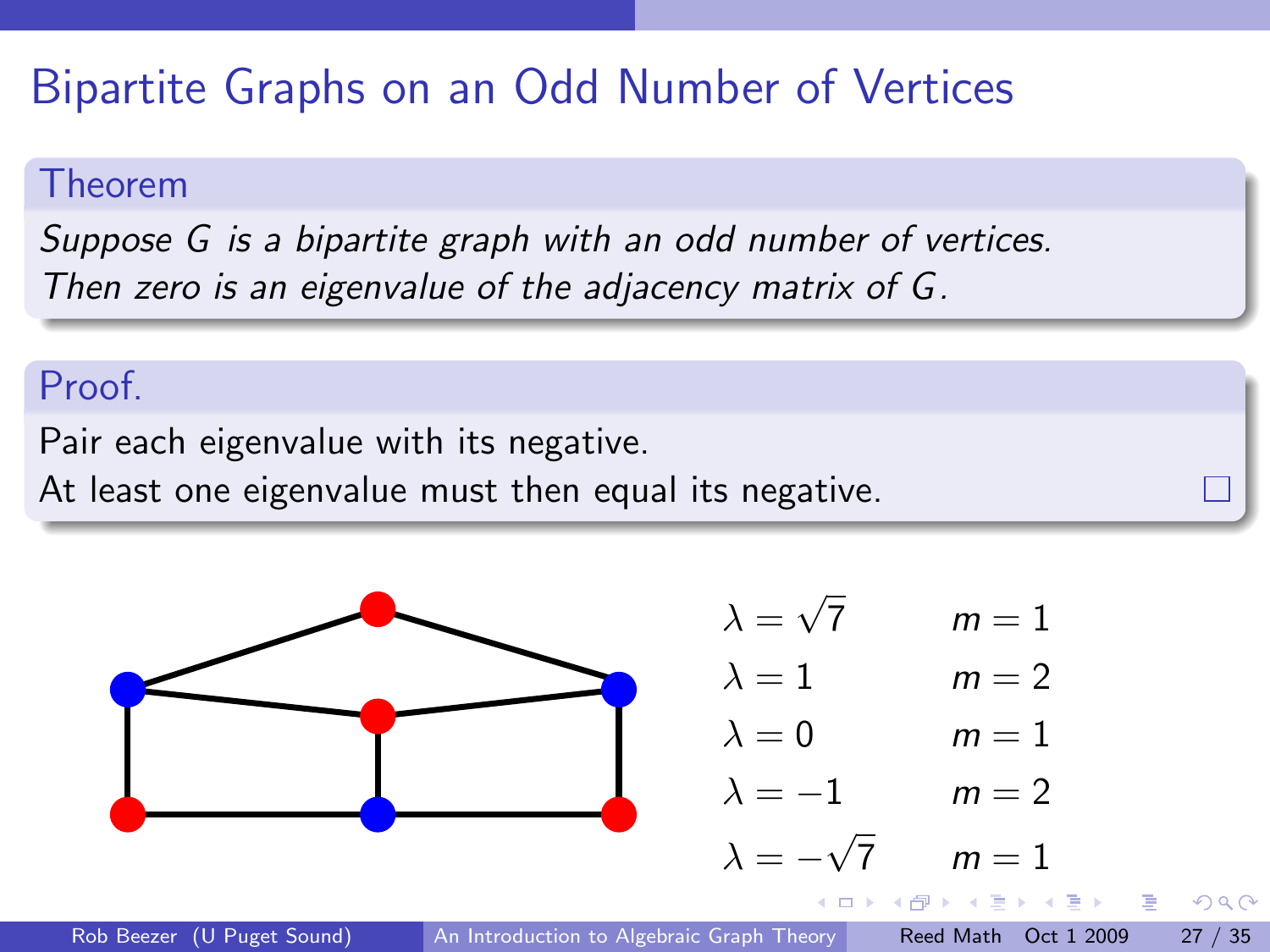# Bipartite Graphs on an Odd Number of Vertices

**Theorem**

*Suppose $G$ is a bipartite graph with an odd number of vertices. Then zero is an eigenvalue of the adjacency matrix of $G$.*

**Proof.**

Pair each eigenvalue with its negative.
At least one eigenvalue must then equal its negative. □

| | |
|---|---|
| $\lambda = \sqrt{7}$ | $m = 1$ |
| $\lambda = 1$ | $m = 2$ |
| $\lambda = 0$ | $m = 1$ |
| $\lambda = -1$ | $m = 2$ |
| $\lambda = -\sqrt{7}$ | $m = 1$ |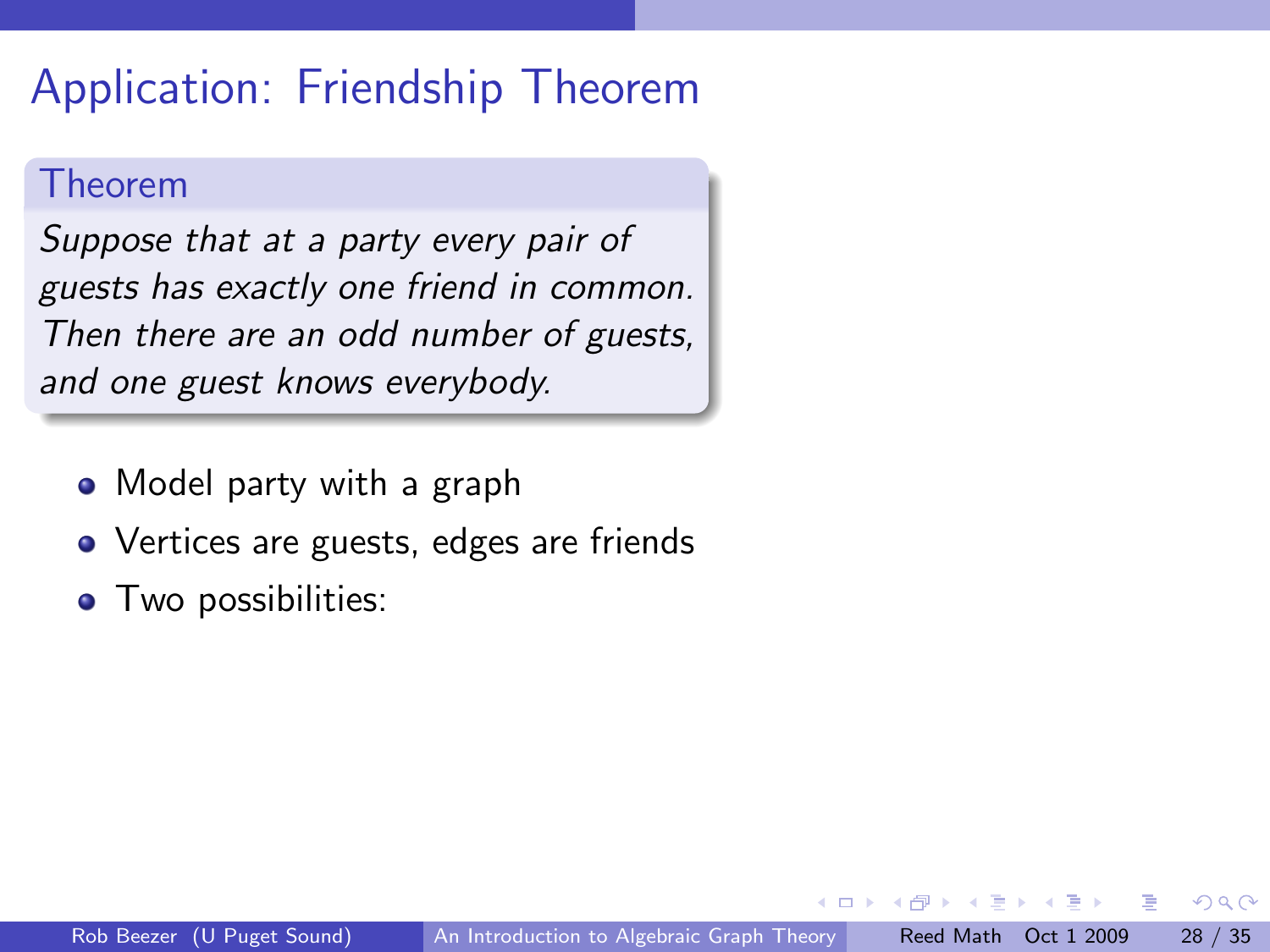# Application: Friendship Theorem

**Theorem**

*Suppose that at a party every pair of guests has exactly one friend in common. Then there are an odd number of guests, and one guest knows everybody.*

- Model party with a graph
- Vertices are guests, edges are friends
- Two possibilities: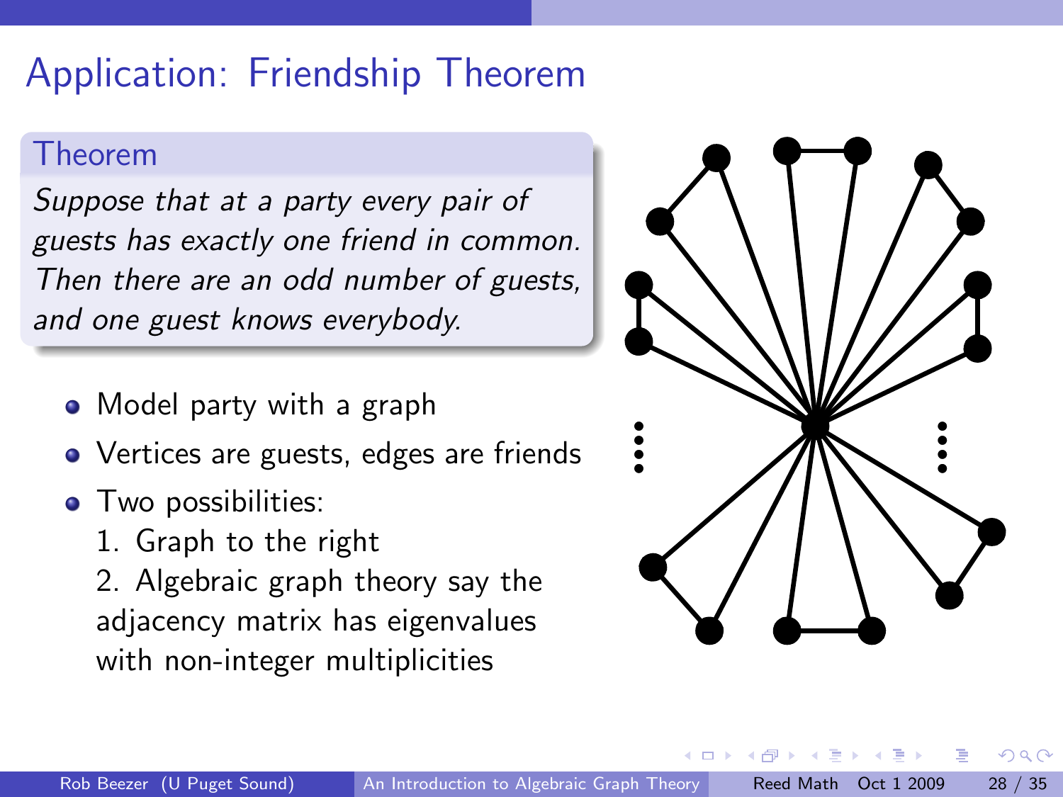# Application: Friendship Theorem

**Theorem**

*Suppose that at a party every pair of guests has exactly one friend in common. Then there are an odd number of guests, and one guest knows everybody.*

- Model party with a graph
- Vertices are guests, edges are friends
- Two possibilities:
  1. Graph to the right
  2. Algebraic graph theory say the adjacency matrix has eigenvalues with non-integer multiplicities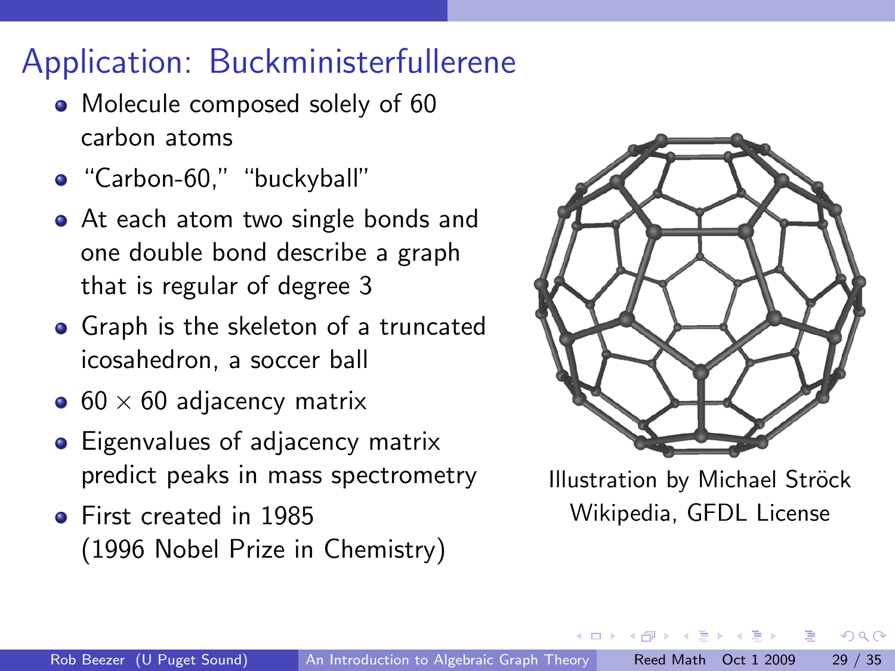# Application: Buckminsterfullerene

- Molecule composed solely of 60 carbon atoms
- "Carbon-60," "buckyball"
- At each atom two single bonds and one double bond describe a graph that is regular of degree 3
- Graph is the skeleton of a truncated icosahedron, a soccer ball
- $60 \times 60$ adjacency matrix
- Eigenvalues of adjacency matrix predict peaks in mass spectrometry
- First created in 1985 (1996 Nobel Prize in Chemistry)

Illustration by Michael Ströck
Wikipedia, GFDL License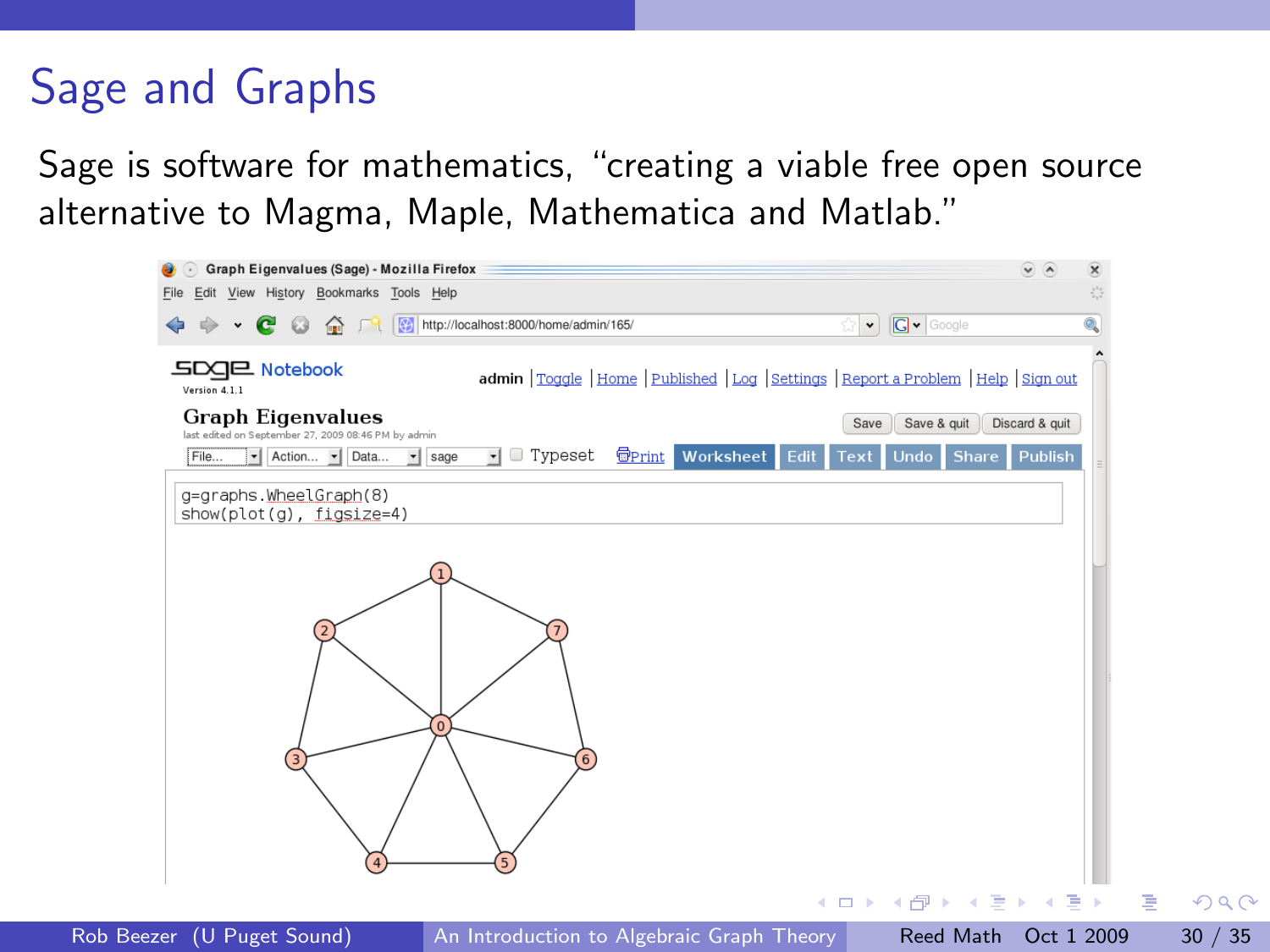# Sage and Graphs

Sage is software for mathematics, "creating a viable free open source alternative to Magma, Maple, Mathematica and Matlab."

```
g=graphs.WheelGraph(8)
show(plot(g), figsize=4)
```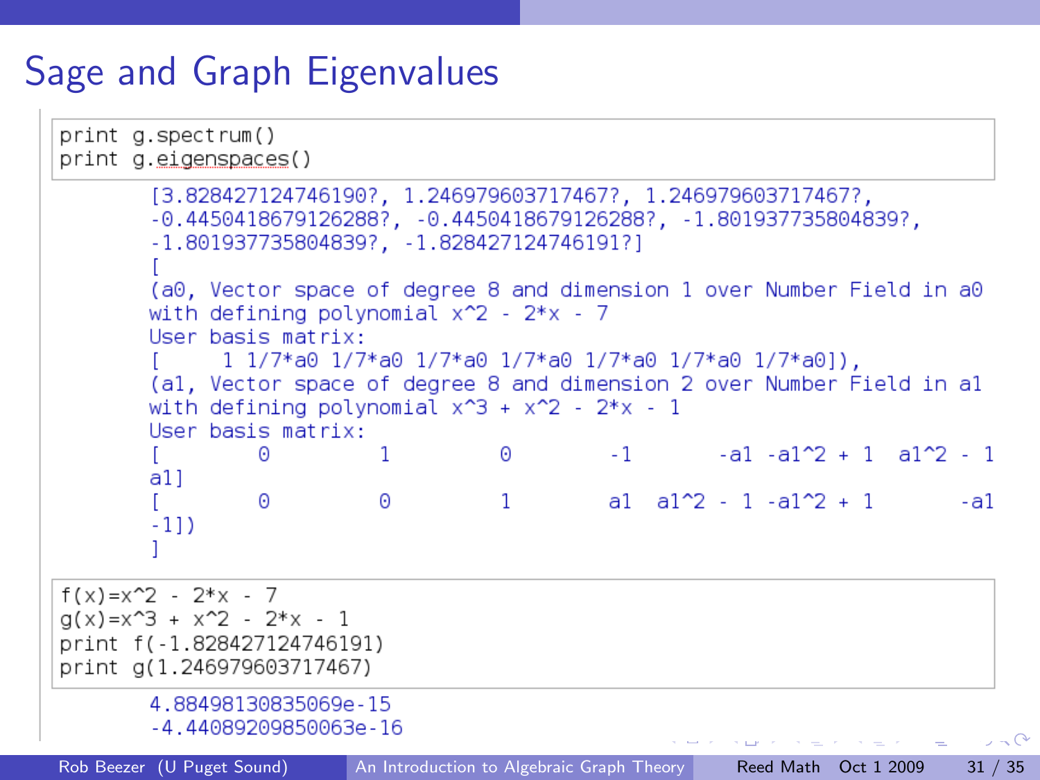# Sage and Graph Eigenvalues

```
print g.spectrum()
print g.eigenspaces()
```

```
[3.828427124746190?, 1.246979603717467?, 1.246979603717467?,
-0.4450418679126288?, -0.4450418679126288?, -1.801937735804839?,
-1.801937735804839?, -1.828427124746191?]
[
(a0, Vector space of degree 8 and dimension 1 over Number Field in a0
with defining polynomial x^2 - 2*x - 7
User basis matrix:
[      1 1/7*a0 1/7*a0 1/7*a0 1/7*a0 1/7*a0 1/7*a0 1/7*a0]),
(a1, Vector space of degree 8 and dimension 2 over Number Field in a1
with defining polynomial x^3 + x^2 - 2*x - 1
User basis matrix:
[          0          1          0         -1        -a1 -a1^2 + 1  a1^2 - 1
a1]
[          0          0          1         a1   a1^2 - 1 -a1^2 + 1        -a1
-1])
]
```

```
f(x)=x^2 - 2*x - 7
g(x)=x^3 + x^2 - 2*x - 1
print f(-1.828427124746191)
print g(1.246979603717467)
```

```
4.88498130835069e-15
-4.44089209850063e-16
```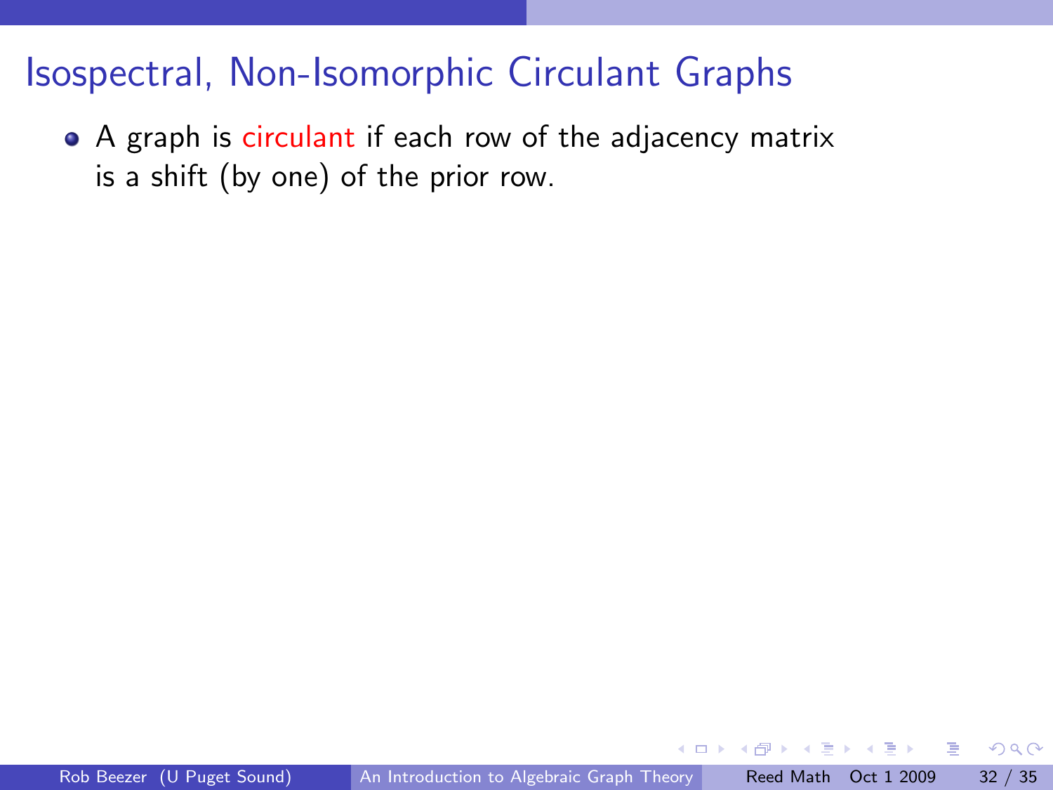# Isospectral, Non-Isomorphic Circulant Graphs

- A graph is circulant if each row of the adjacency matrix is a shift (by one) of the prior row.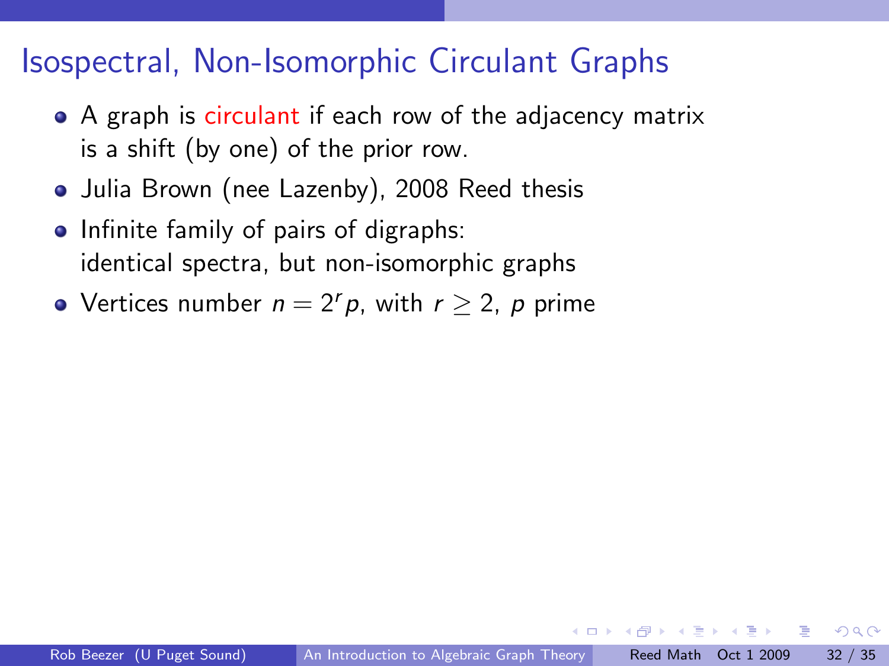# Isospectral, Non-Isomorphic Circulant Graphs

- A graph is circulant if each row of the adjacency matrix is a shift (by one) of the prior row.
- Julia Brown (nee Lazenby), 2008 Reed thesis
- Infinite family of pairs of digraphs:
  identical spectra, but non-isomorphic graphs
- Vertices number $n = 2^r p$, with $r \geq 2$, $p$ prime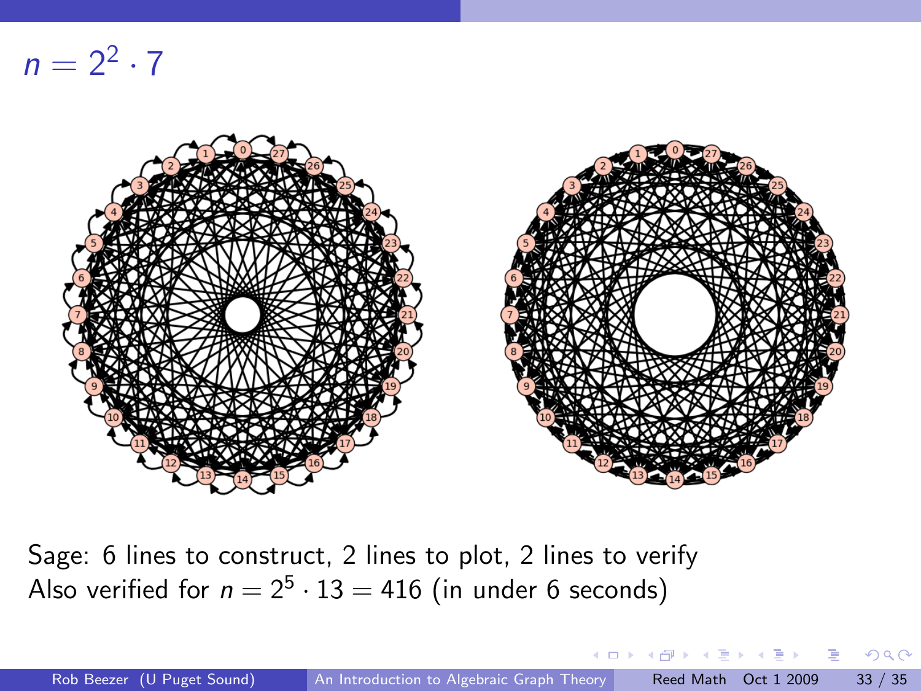# $n = 2^2 \cdot 7$

Sage: 6 lines to construct, 2 lines to plot, 2 lines to verify
Also verified for $n = 2^5 \cdot 13 = 416$ (in under 6 seconds)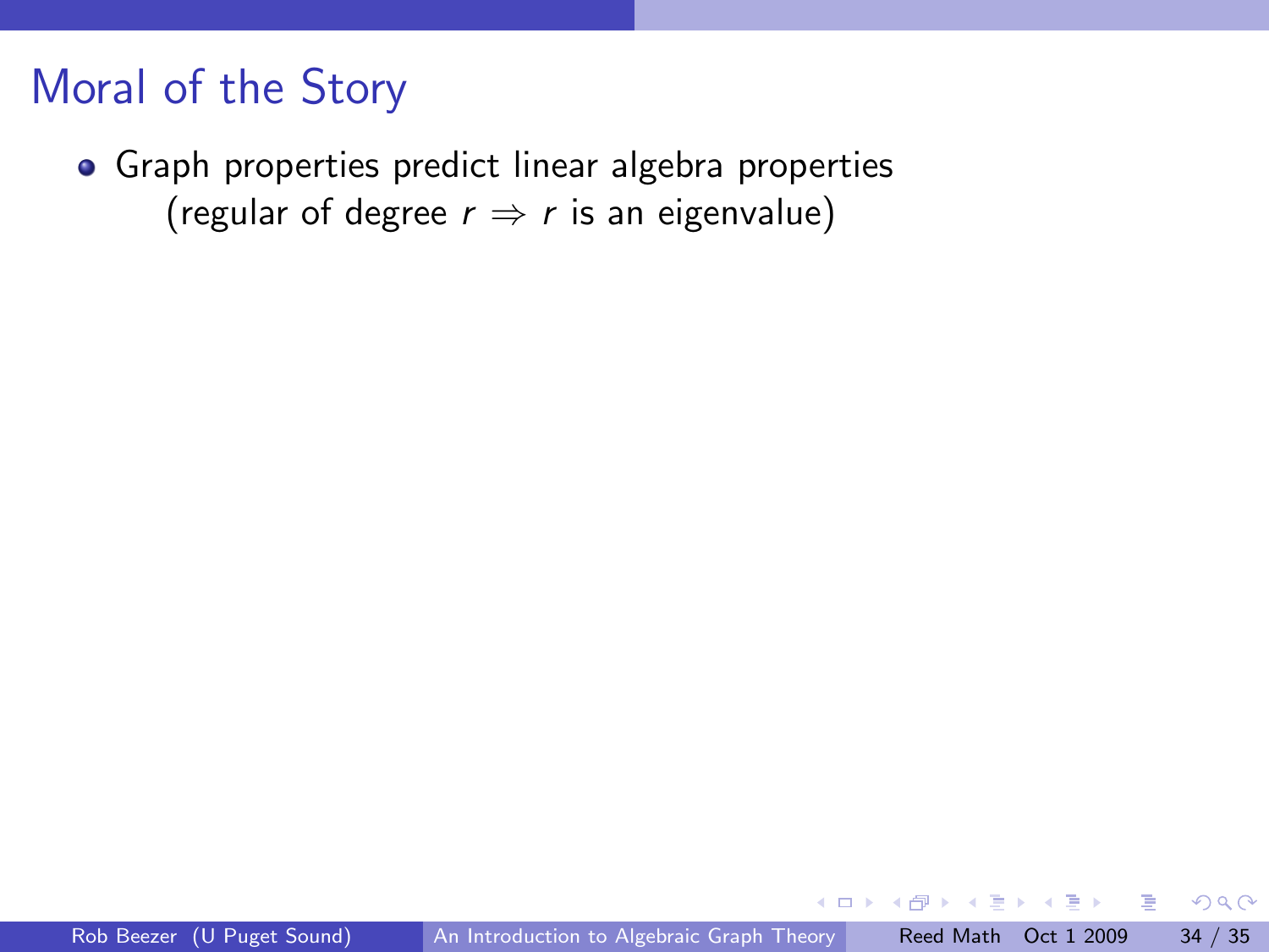# Moral of the Story

- Graph properties predict linear algebra properties
  (regular of degree $r \Rightarrow r$ is an eigenvalue)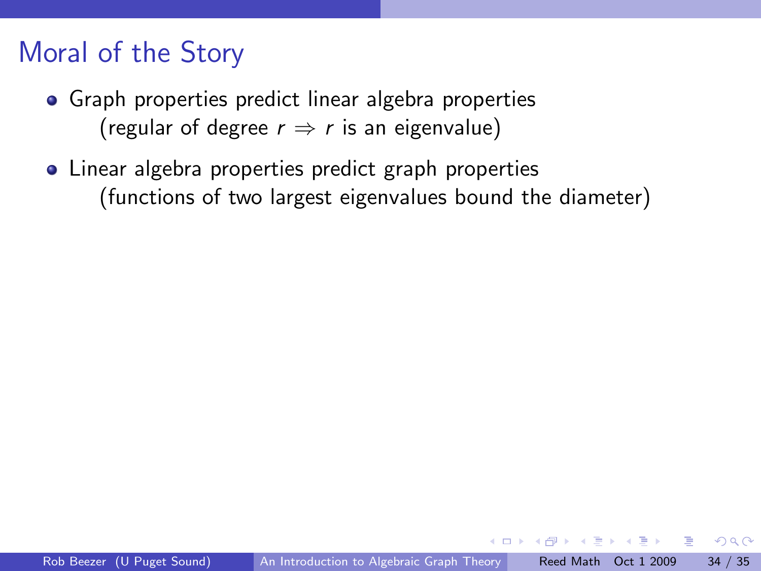# Moral of the Story

- Graph properties predict linear algebra properties
  (regular of degree $r \Rightarrow r$ is an eigenvalue)

- Linear algebra properties predict graph properties
  (functions of two largest eigenvalues bound the diameter)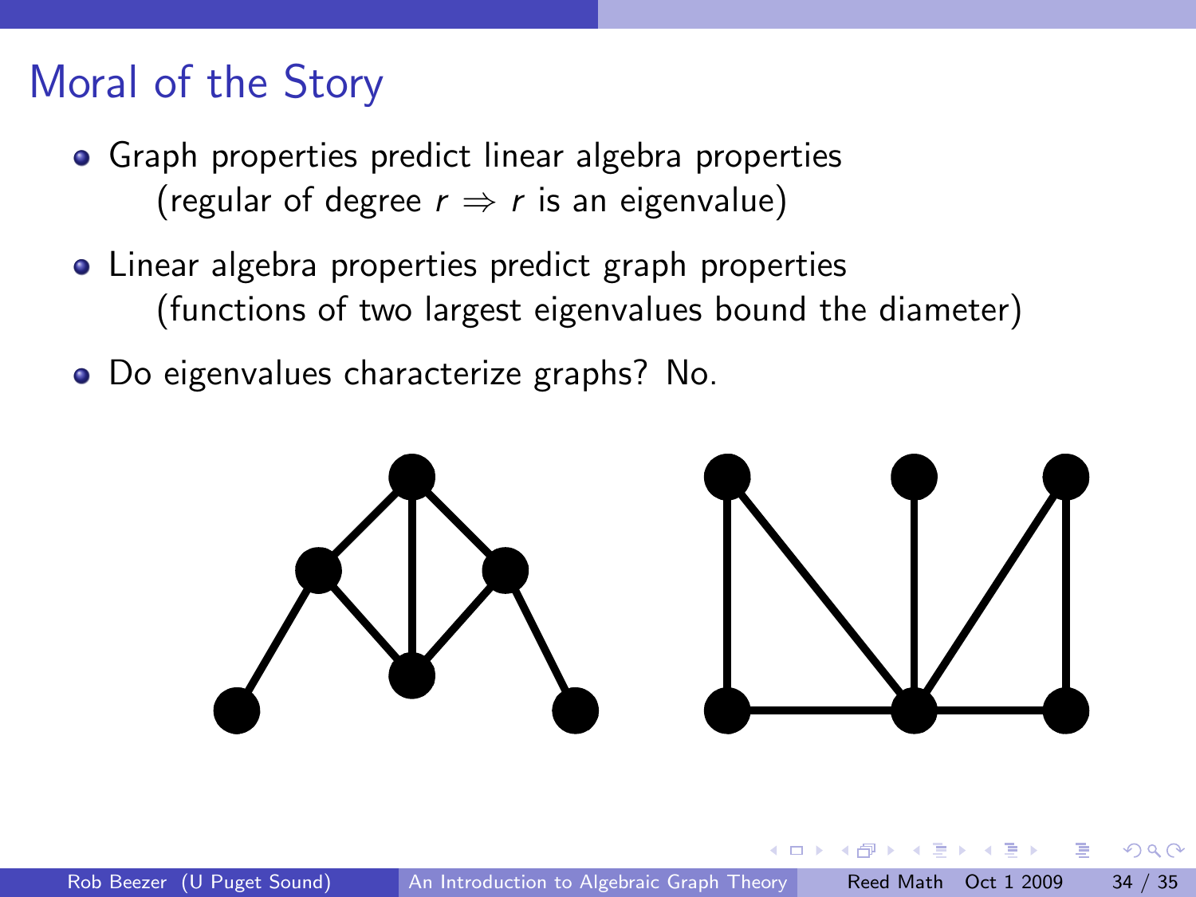# Moral of the Story

- Graph properties predict linear algebra properties
  (regular of degree $r \Rightarrow r$ is an eigenvalue)
- Linear algebra properties predict graph properties
  (functions of two largest eigenvalues bound the diameter)
- Do eigenvalues characterize graphs? No.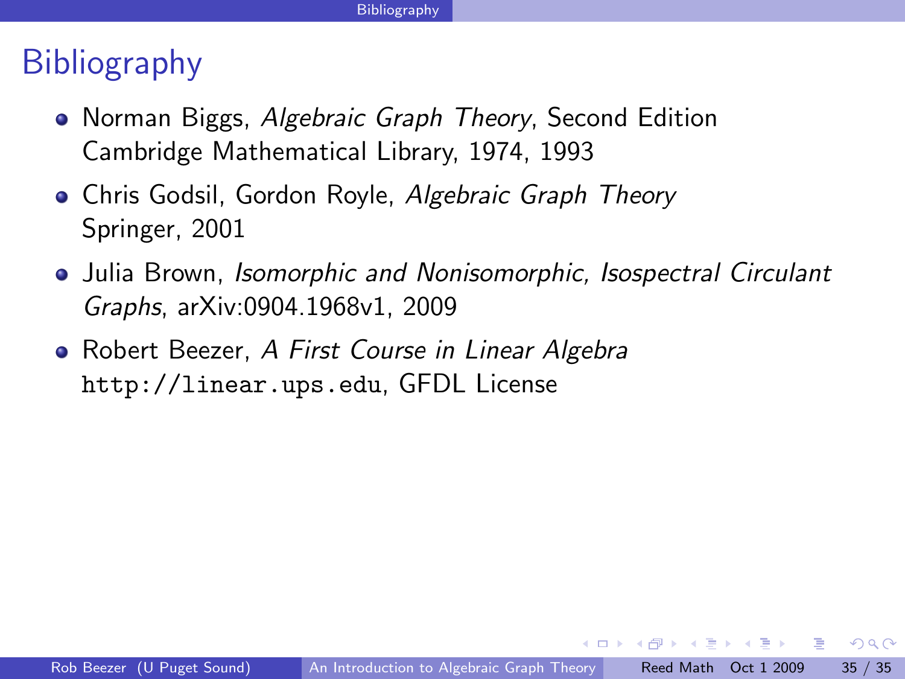# Bibliography

- Norman Biggs, *Algebraic Graph Theory*, Second Edition
  Cambridge Mathematical Library, 1974, 1993
- Chris Godsil, Gordon Royle, *Algebraic Graph Theory*
  Springer, 2001
- Julia Brown, *Isomorphic and Nonisomorphic, Isospectral Circulant Graphs*, arXiv:0904.1968v1, 2009
- Robert Beezer, *A First Course in Linear Algebra*
  `http://linear.ups.edu`, GFDL License